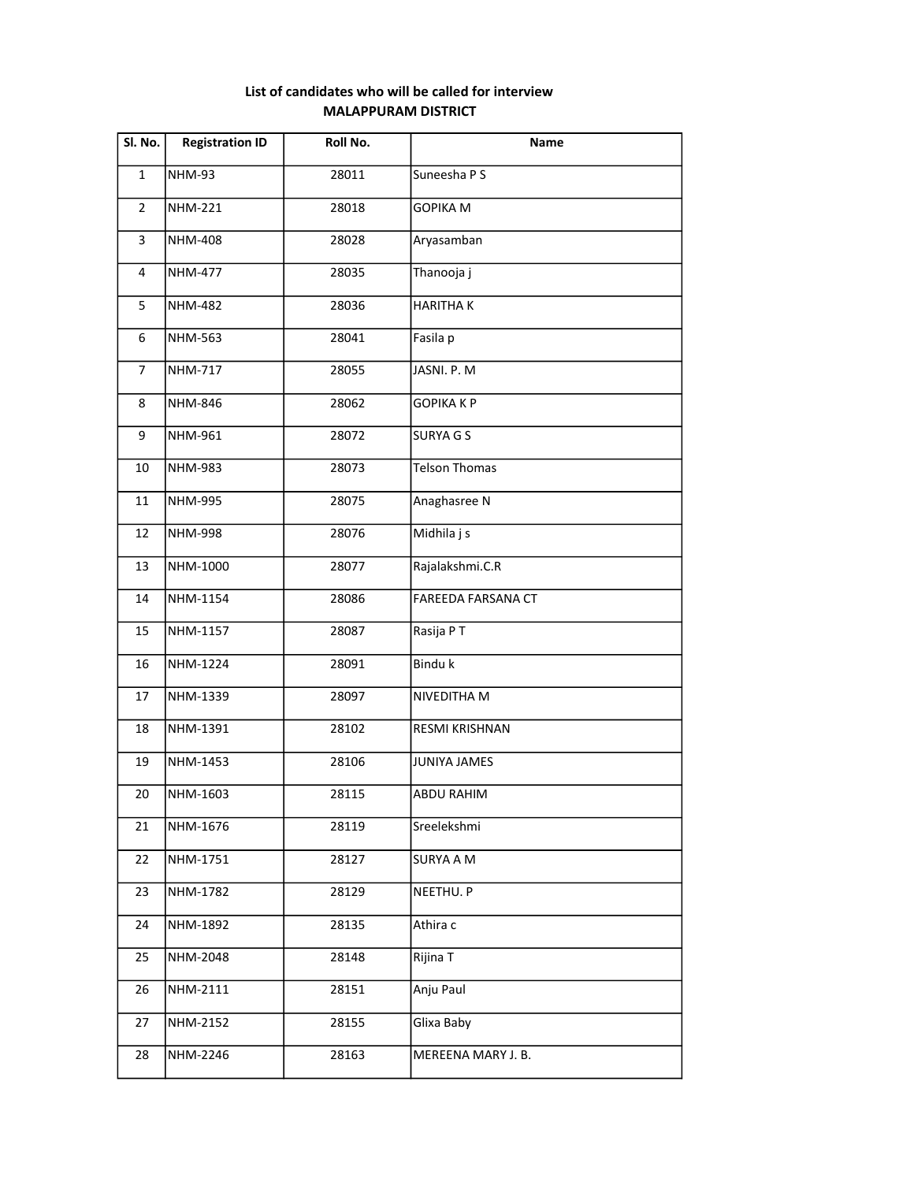**List of candidates who will be called for interview**
**MALAPPURAM DISTRICT**

| Sl. No. | Registration ID | Roll No. | Name |
|---|---|---|---|
| 1 | NHM-93 | 28011 | Suneesha P S |
| 2 | NHM-221 | 28018 | GOPIKA M |
| 3 | NHM-408 | 28028 | Aryasamban |
| 4 | NHM-477 | 28035 | Thanooja j |
| 5 | NHM-482 | 28036 | HARITHA K |
| 6 | NHM-563 | 28041 | Fasila p |
| 7 | NHM-717 | 28055 | JASNI. P. M |
| 8 | NHM-846 | 28062 | GOPIKA K P |
| 9 | NHM-961 | 28072 | SURYA G S |
| 10 | NHM-983 | 28073 | Telson Thomas |
| 11 | NHM-995 | 28075 | Anaghasree N |
| 12 | NHM-998 | 28076 | Midhila j s |
| 13 | NHM-1000 | 28077 | Rajalakshmi.C.R |
| 14 | NHM-1154 | 28086 | FAREEDA FARSANA CT |
| 15 | NHM-1157 | 28087 | Rasija P T |
| 16 | NHM-1224 | 28091 | Bindu k |
| 17 | NHM-1339 | 28097 | NIVEDITHA M |
| 18 | NHM-1391 | 28102 | RESMI KRISHNAN |
| 19 | NHM-1453 | 28106 | JUNIYA JAMES |
| 20 | NHM-1603 | 28115 | ABDU RAHIM |
| 21 | NHM-1676 | 28119 | Sreelekshmi |
| 22 | NHM-1751 | 28127 | SURYA A M |
| 23 | NHM-1782 | 28129 | NEETHU. P |
| 24 | NHM-1892 | 28135 | Athira c |
| 25 | NHM-2048 | 28148 | Rijina T |
| 26 | NHM-2111 | 28151 | Anju Paul |
| 27 | NHM-2152 | 28155 | Glixa Baby |
| 28 | NHM-2246 | 28163 | MEREENA MARY J. B. |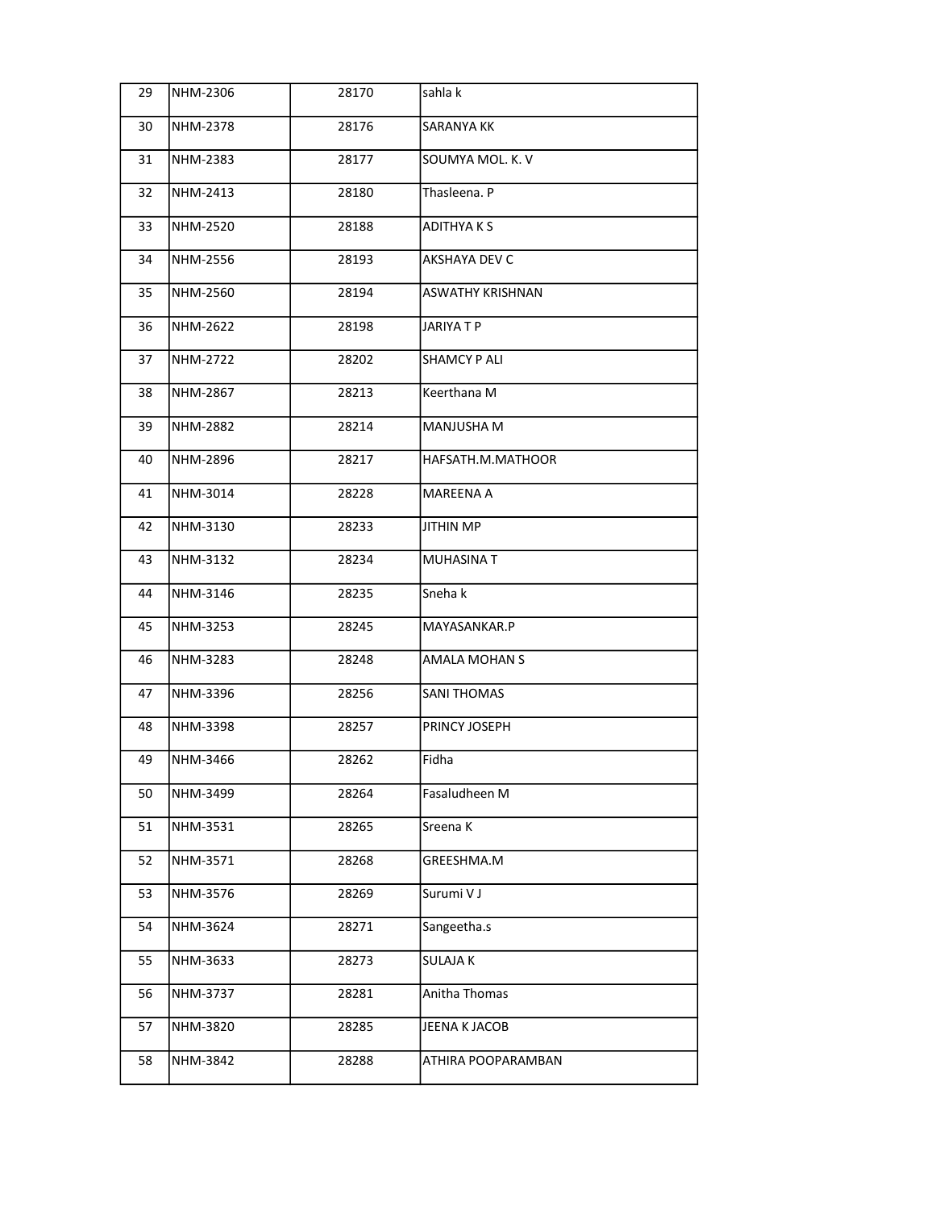| 29 | NHM-2306 | 28170 | sahla k |
|---|---|---|---|
| 30 | NHM-2378 | 28176 | SARANYA KK |
| 31 | NHM-2383 | 28177 | SOUMYA MOL. K. V |
| 32 | NHM-2413 | 28180 | Thasleena. P |
| 33 | NHM-2520 | 28188 | ADITHYA K S |
| 34 | NHM-2556 | 28193 | AKSHAYA DEV C |
| 35 | NHM-2560 | 28194 | ASWATHY KRISHNAN |
| 36 | NHM-2622 | 28198 | JARIYA T P |
| 37 | NHM-2722 | 28202 | SHAMCY P ALI |
| 38 | NHM-2867 | 28213 | Keerthana M |
| 39 | NHM-2882 | 28214 | MANJUSHA M |
| 40 | NHM-2896 | 28217 | HAFSATH.M.MATHOOR |
| 41 | NHM-3014 | 28228 | MAREENA A |
| 42 | NHM-3130 | 28233 | JITHIN MP |
| 43 | NHM-3132 | 28234 | MUHASINA T |
| 44 | NHM-3146 | 28235 | Sneha k |
| 45 | NHM-3253 | 28245 | MAYASANKAR.P |
| 46 | NHM-3283 | 28248 | AMALA MOHAN S |
| 47 | NHM-3396 | 28256 | SANI THOMAS |
| 48 | NHM-3398 | 28257 | PRINCY JOSEPH |
| 49 | NHM-3466 | 28262 | Fidha |
| 50 | NHM-3499 | 28264 | Fasaludheen M |
| 51 | NHM-3531 | 28265 | Sreena K |
| 52 | NHM-3571 | 28268 | GREESHMA.M |
| 53 | NHM-3576 | 28269 | Surumi V J |
| 54 | NHM-3624 | 28271 | Sangeetha.s |
| 55 | NHM-3633 | 28273 | SULAJA K |
| 56 | NHM-3737 | 28281 | Anitha Thomas |
| 57 | NHM-3820 | 28285 | JEENA K JACOB |
| 58 | NHM-3842 | 28288 | ATHIRA POOPARAMBAN |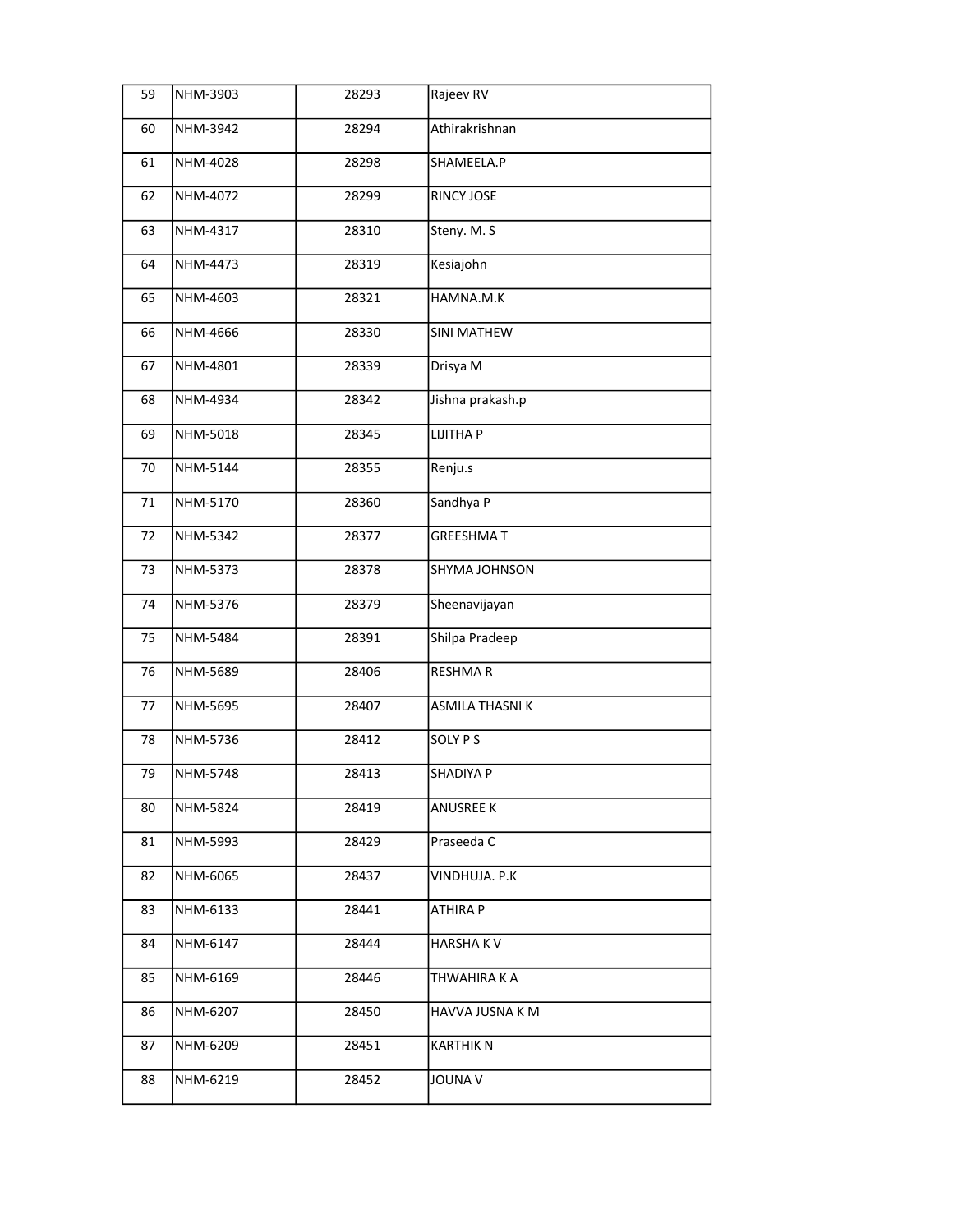| 59 | NHM-3903 | 28293 | Rajeev RV |
|---|---|---|---|
| 60 | NHM-3942 | 28294 | Athirakrishnan |
| 61 | NHM-4028 | 28298 | SHAMEELA.P |
| 62 | NHM-4072 | 28299 | RINCY JOSE |
| 63 | NHM-4317 | 28310 | Steny. M. S |
| 64 | NHM-4473 | 28319 | Kesiajohn |
| 65 | NHM-4603 | 28321 | HAMNA.M.K |
| 66 | NHM-4666 | 28330 | SINI MATHEW |
| 67 | NHM-4801 | 28339 | Drisya M |
| 68 | NHM-4934 | 28342 | Jishna prakash.p |
| 69 | NHM-5018 | 28345 | LIJITHA P |
| 70 | NHM-5144 | 28355 | Renju.s |
| 71 | NHM-5170 | 28360 | Sandhya P |
| 72 | NHM-5342 | 28377 | GREESHMA T |
| 73 | NHM-5373 | 28378 | SHYMA JOHNSON |
| 74 | NHM-5376 | 28379 | Sheenavijayan |
| 75 | NHM-5484 | 28391 | Shilpa Pradeep |
| 76 | NHM-5689 | 28406 | RESHMA R |
| 77 | NHM-5695 | 28407 | ASMILA THASNI K |
| 78 | NHM-5736 | 28412 | SOLY P S |
| 79 | NHM-5748 | 28413 | SHADIYA P |
| 80 | NHM-5824 | 28419 | ANUSREE K |
| 81 | NHM-5993 | 28429 | Praseeda C |
| 82 | NHM-6065 | 28437 | VINDHUJA. P.K |
| 83 | NHM-6133 | 28441 | ATHIRA P |
| 84 | NHM-6147 | 28444 | HARSHA K V |
| 85 | NHM-6169 | 28446 | THWAHIRA K A |
| 86 | NHM-6207 | 28450 | HAVVA JUSNA K M |
| 87 | NHM-6209 | 28451 | KARTHIK N |
| 88 | NHM-6219 | 28452 | JOUNA V |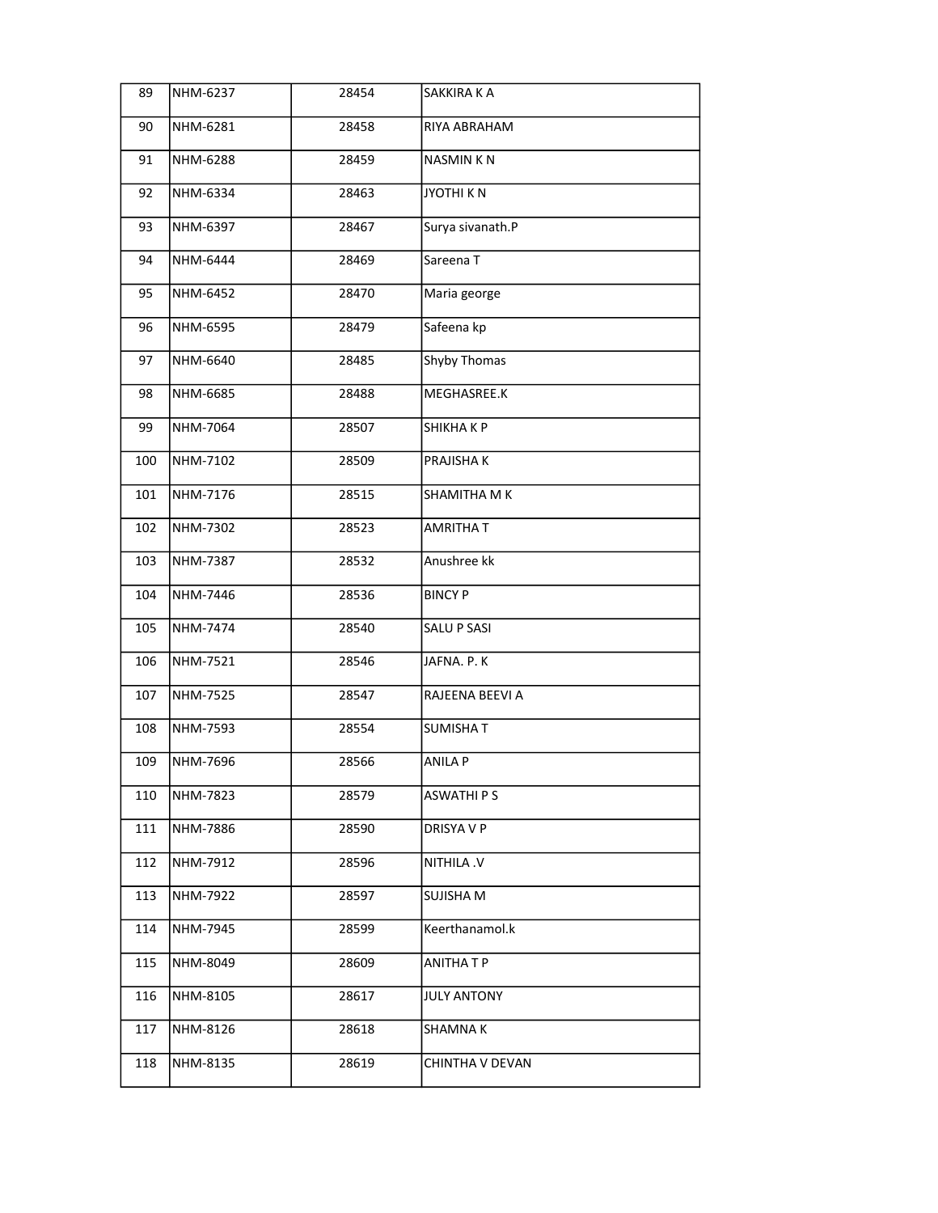| 89 | NHM-6237 | 28454 | SAKKIRA K A |
|---|---|---|---|
| 90 | NHM-6281 | 28458 | RIYA ABRAHAM |
| 91 | NHM-6288 | 28459 | NASMIN K N |
| 92 | NHM-6334 | 28463 | JYOTHI K N |
| 93 | NHM-6397 | 28467 | Surya sivanath.P |
| 94 | NHM-6444 | 28469 | Sareena T |
| 95 | NHM-6452 | 28470 | Maria george |
| 96 | NHM-6595 | 28479 | Safeena kp |
| 97 | NHM-6640 | 28485 | Shyby Thomas |
| 98 | NHM-6685 | 28488 | MEGHASREE.K |
| 99 | NHM-7064 | 28507 | SHIKHA K P |
| 100 | NHM-7102 | 28509 | PRAJISHA K |
| 101 | NHM-7176 | 28515 | SHAMITHA M K |
| 102 | NHM-7302 | 28523 | AMRITHA T |
| 103 | NHM-7387 | 28532 | Anushree kk |
| 104 | NHM-7446 | 28536 | BINCY P |
| 105 | NHM-7474 | 28540 | SALU P SASI |
| 106 | NHM-7521 | 28546 | JAFNA. P. K |
| 107 | NHM-7525 | 28547 | RAJEENA BEEVI A |
| 108 | NHM-7593 | 28554 | SUMISHA T |
| 109 | NHM-7696 | 28566 | ANILA P |
| 110 | NHM-7823 | 28579 | ASWATHI P S |
| 111 | NHM-7886 | 28590 | DRISYA V P |
| 112 | NHM-7912 | 28596 | NITHILA .V |
| 113 | NHM-7922 | 28597 | SUJISHA M |
| 114 | NHM-7945 | 28599 | Keerthanamol.k |
| 115 | NHM-8049 | 28609 | ANITHA T P |
| 116 | NHM-8105 | 28617 | JULY ANTONY |
| 117 | NHM-8126 | 28618 | SHAMNA K |
| 118 | NHM-8135 | 28619 | CHINTHA V DEVAN |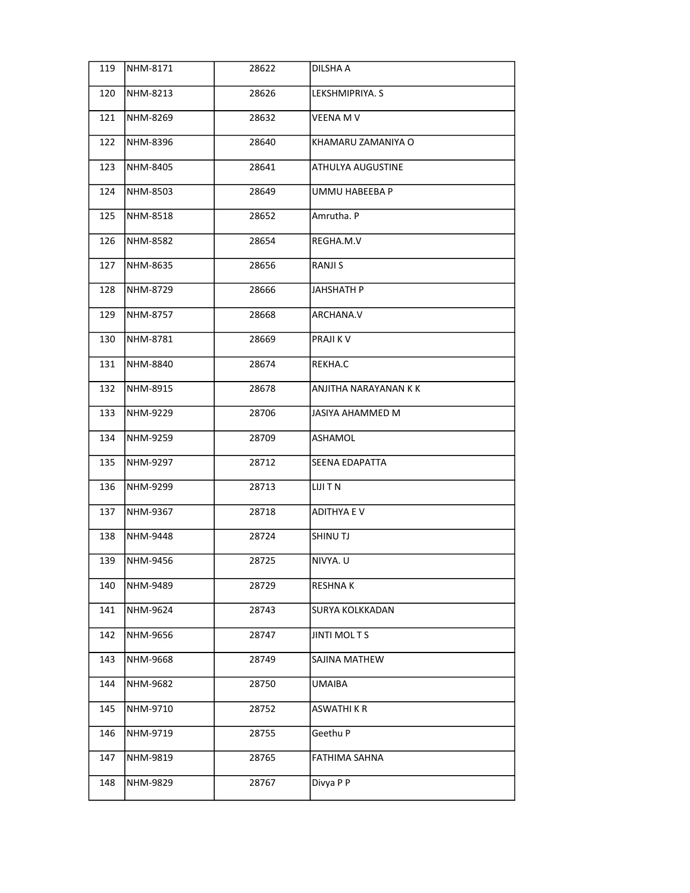| 119 | NHM-8171 | 28622 | DILSHA A |
|---|---|---|---|
| 120 | NHM-8213 | 28626 | LEKSHMIPRIYA. S |
| 121 | NHM-8269 | 28632 | VEENA M V |
| 122 | NHM-8396 | 28640 | KHAMARU ZAMANIYA O |
| 123 | NHM-8405 | 28641 | ATHULYA AUGUSTINE |
| 124 | NHM-8503 | 28649 | UMMU HABEEBA P |
| 125 | NHM-8518 | 28652 | Amrutha. P |
| 126 | NHM-8582 | 28654 | REGHA.M.V |
| 127 | NHM-8635 | 28656 | RANJI S |
| 128 | NHM-8729 | 28666 | JAHSHATH P |
| 129 | NHM-8757 | 28668 | ARCHANA.V |
| 130 | NHM-8781 | 28669 | PRAJI K V |
| 131 | NHM-8840 | 28674 | REKHA.C |
| 132 | NHM-8915 | 28678 | ANJITHA NARAYANAN K K |
| 133 | NHM-9229 | 28706 | JASIYA AHAMMED M |
| 134 | NHM-9259 | 28709 | ASHAMOL |
| 135 | NHM-9297 | 28712 | SEENA EDAPATTA |
| 136 | NHM-9299 | 28713 | LIJI T N |
| 137 | NHM-9367 | 28718 | ADITHYA E V |
| 138 | NHM-9448 | 28724 | SHINU TJ |
| 139 | NHM-9456 | 28725 | NIVYA. U |
| 140 | NHM-9489 | 28729 | RESHNA K |
| 141 | NHM-9624 | 28743 | SURYA KOLKKADAN |
| 142 | NHM-9656 | 28747 | JINTI MOL T S |
| 143 | NHM-9668 | 28749 | SAJINA MATHEW |
| 144 | NHM-9682 | 28750 | UMAIBA |
| 145 | NHM-9710 | 28752 | ASWATHI K R |
| 146 | NHM-9719 | 28755 | Geethu P |
| 147 | NHM-9819 | 28765 | FATHIMA SAHNA |
| 148 | NHM-9829 | 28767 | Divya P P |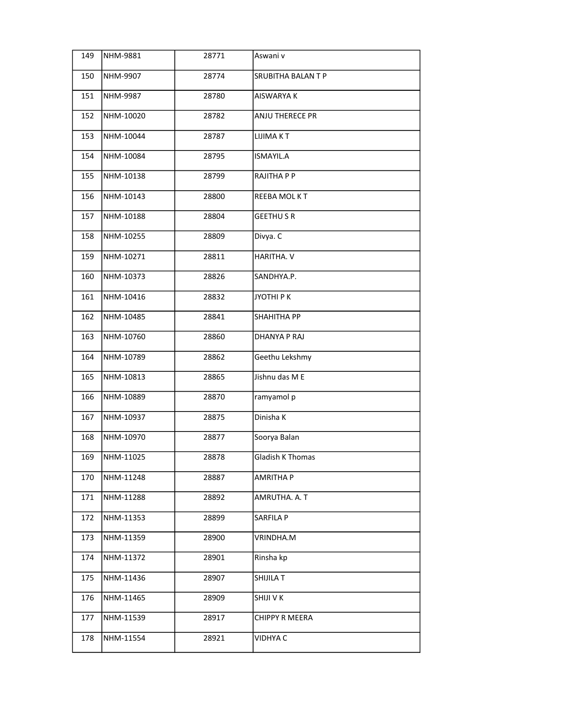| 149 | NHM-9881 | 28771 | Aswani v |
|---|---|---|---|
| 150 | NHM-9907 | 28774 | SRUBITHA BALAN T P |
| 151 | NHM-9987 | 28780 | AISWARYA K |
| 152 | NHM-10020 | 28782 | ANJU THERECE PR |
| 153 | NHM-10044 | 28787 | LIJIMA K T |
| 154 | NHM-10084 | 28795 | ISMAYIL.A |
| 155 | NHM-10138 | 28799 | RAJITHA P P |
| 156 | NHM-10143 | 28800 | REEBA MOL K T |
| 157 | NHM-10188 | 28804 | GEETHU S R |
| 158 | NHM-10255 | 28809 | Divya. C |
| 159 | NHM-10271 | 28811 | HARITHA. V |
| 160 | NHM-10373 | 28826 | SANDHYA.P. |
| 161 | NHM-10416 | 28832 | JYOTHI P K |
| 162 | NHM-10485 | 28841 | SHAHITHA PP |
| 163 | NHM-10760 | 28860 | DHANYA P RAJ |
| 164 | NHM-10789 | 28862 | Geethu Lekshmy |
| 165 | NHM-10813 | 28865 | Jishnu das M E |
| 166 | NHM-10889 | 28870 | ramyamol p |
| 167 | NHM-10937 | 28875 | Dinisha K |
| 168 | NHM-10970 | 28877 | Soorya Balan |
| 169 | NHM-11025 | 28878 | Gladish K Thomas |
| 170 | NHM-11248 | 28887 | AMRITHA P |
| 171 | NHM-11288 | 28892 | AMRUTHA. A. T |
| 172 | NHM-11353 | 28899 | SARFILA P |
| 173 | NHM-11359 | 28900 | VRINDHA.M |
| 174 | NHM-11372 | 28901 | Rinsha kp |
| 175 | NHM-11436 | 28907 | SHIJILA T |
| 176 | NHM-11465 | 28909 | SHIJI V K |
| 177 | NHM-11539 | 28917 | CHIPPY R MEERA |
| 178 | NHM-11554 | 28921 | VIDHYA C |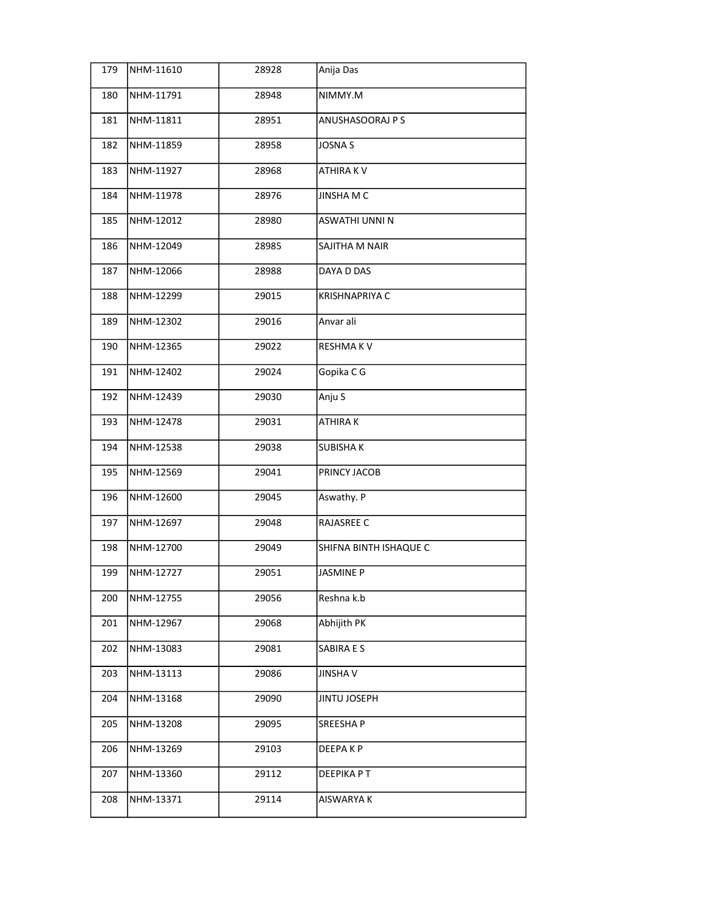| 179 | NHM-11610 | 28928 | Anija Das |
|---|---|---|---|
| 180 | NHM-11791 | 28948 | NIMMY.M |
| 181 | NHM-11811 | 28951 | ANUSHASOORAJ P S |
| 182 | NHM-11859 | 28958 | JOSNA S |
| 183 | NHM-11927 | 28968 | ATHIRA K V |
| 184 | NHM-11978 | 28976 | JINSHA M C |
| 185 | NHM-12012 | 28980 | ASWATHI UNNI N |
| 186 | NHM-12049 | 28985 | SAJITHA M NAIR |
| 187 | NHM-12066 | 28988 | DAYA D DAS |
| 188 | NHM-12299 | 29015 | KRISHNAPRIYA C |
| 189 | NHM-12302 | 29016 | Anvar ali |
| 190 | NHM-12365 | 29022 | RESHMA K V |
| 191 | NHM-12402 | 29024 | Gopika C G |
| 192 | NHM-12439 | 29030 | Anju S |
| 193 | NHM-12478 | 29031 | ATHIRA K |
| 194 | NHM-12538 | 29038 | SUBISHA K |
| 195 | NHM-12569 | 29041 | PRINCY JACOB |
| 196 | NHM-12600 | 29045 | Aswathy. P |
| 197 | NHM-12697 | 29048 | RAJASREE C |
| 198 | NHM-12700 | 29049 | SHIFNA BINTH ISHAQUE C |
| 199 | NHM-12727 | 29051 | JASMINE P |
| 200 | NHM-12755 | 29056 | Reshna k.b |
| 201 | NHM-12967 | 29068 | Abhijith PK |
| 202 | NHM-13083 | 29081 | SABIRA E S |
| 203 | NHM-13113 | 29086 | JINSHA V |
| 204 | NHM-13168 | 29090 | JINTU JOSEPH |
| 205 | NHM-13208 | 29095 | SREESHA P |
| 206 | NHM-13269 | 29103 | DEEPA K P |
| 207 | NHM-13360 | 29112 | DEEPIKA P T |
| 208 | NHM-13371 | 29114 | AISWARYA K |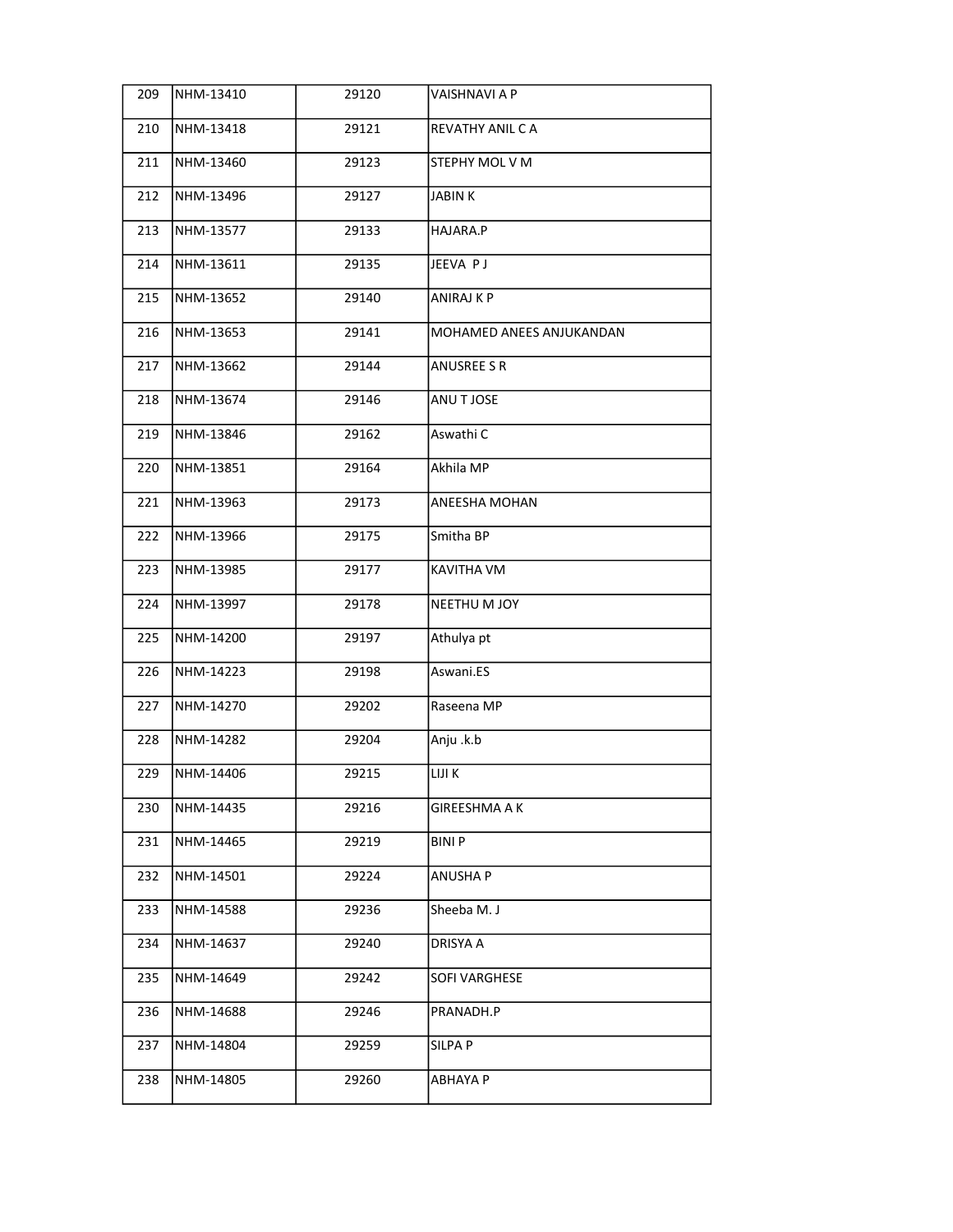| 209 | NHM-13410 | 29120 | VAISHNAVI A P |
|---|---|---|---|
| 210 | NHM-13418 | 29121 | REVATHY ANIL C A |
| 211 | NHM-13460 | 29123 | STEPHY MOL V M |
| 212 | NHM-13496 | 29127 | JABIN K |
| 213 | NHM-13577 | 29133 | HAJARA.P |
| 214 | NHM-13611 | 29135 | JEEVA P J |
| 215 | NHM-13652 | 29140 | ANIRAJ K P |
| 216 | NHM-13653 | 29141 | MOHAMED ANEES ANJUKANDAN |
| 217 | NHM-13662 | 29144 | ANUSREE S R |
| 218 | NHM-13674 | 29146 | ANU T JOSE |
| 219 | NHM-13846 | 29162 | Aswathi C |
| 220 | NHM-13851 | 29164 | Akhila MP |
| 221 | NHM-13963 | 29173 | ANEESHA MOHAN |
| 222 | NHM-13966 | 29175 | Smitha BP |
| 223 | NHM-13985 | 29177 | KAVITHA VM |
| 224 | NHM-13997 | 29178 | NEETHU M JOY |
| 225 | NHM-14200 | 29197 | Athulya pt |
| 226 | NHM-14223 | 29198 | Aswani.ES |
| 227 | NHM-14270 | 29202 | Raseena MP |
| 228 | NHM-14282 | 29204 | Anju .k.b |
| 229 | NHM-14406 | 29215 | LIJI K |
| 230 | NHM-14435 | 29216 | GIREESHMA A K |
| 231 | NHM-14465 | 29219 | BINI P |
| 232 | NHM-14501 | 29224 | ANUSHA P |
| 233 | NHM-14588 | 29236 | Sheeba M. J |
| 234 | NHM-14637 | 29240 | DRISYA A |
| 235 | NHM-14649 | 29242 | SOFI VARGHESE |
| 236 | NHM-14688 | 29246 | PRANADH.P |
| 237 | NHM-14804 | 29259 | SILPA P |
| 238 | NHM-14805 | 29260 | ABHAYA P |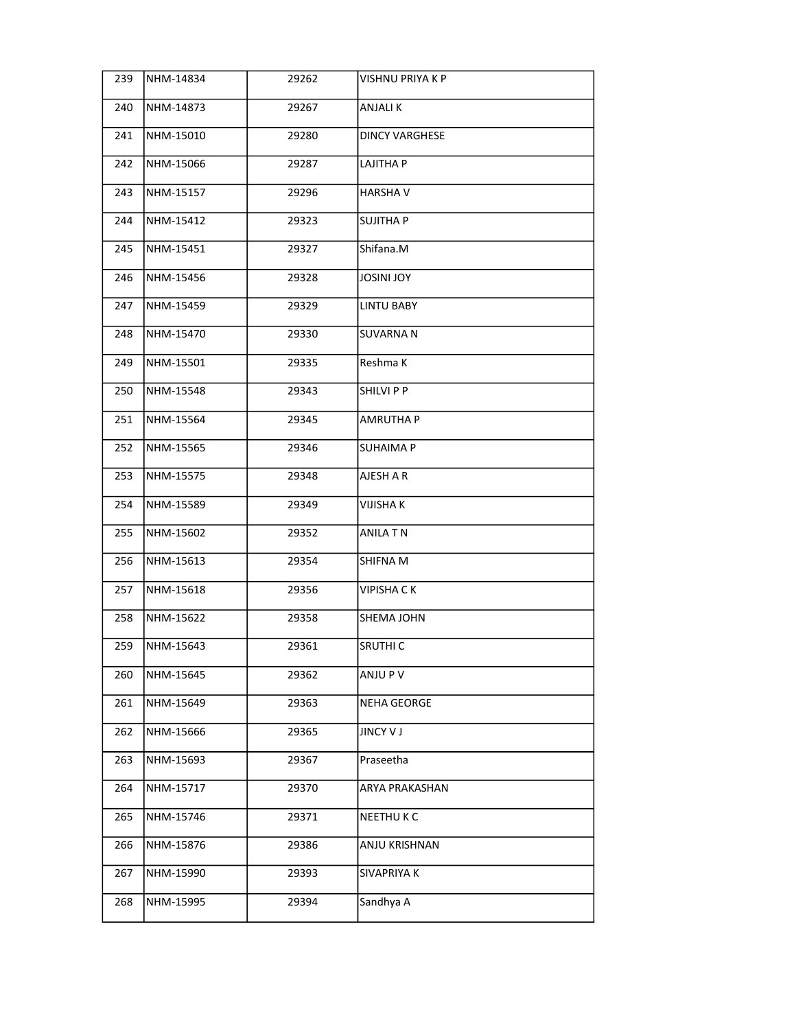| 239 | NHM-14834 | 29262 | VISHNU PRIYA K P |
|---|---|---|---|
| 240 | NHM-14873 | 29267 | ANJALI K |
| 241 | NHM-15010 | 29280 | DINCY VARGHESE |
| 242 | NHM-15066 | 29287 | LAJITHA P |
| 243 | NHM-15157 | 29296 | HARSHA V |
| 244 | NHM-15412 | 29323 | SUJITHA P |
| 245 | NHM-15451 | 29327 | Shifana.M |
| 246 | NHM-15456 | 29328 | JOSINI JOY |
| 247 | NHM-15459 | 29329 | LINTU BABY |
| 248 | NHM-15470 | 29330 | SUVARNA N |
| 249 | NHM-15501 | 29335 | Reshma K |
| 250 | NHM-15548 | 29343 | SHILVI P P |
| 251 | NHM-15564 | 29345 | AMRUTHA P |
| 252 | NHM-15565 | 29346 | SUHAIMA P |
| 253 | NHM-15575 | 29348 | AJESH A R |
| 254 | NHM-15589 | 29349 | VIJISHA K |
| 255 | NHM-15602 | 29352 | ANILA T N |
| 256 | NHM-15613 | 29354 | SHIFNA M |
| 257 | NHM-15618 | 29356 | VIPISHA C K |
| 258 | NHM-15622 | 29358 | SHEMA JOHN |
| 259 | NHM-15643 | 29361 | SRUTHI C |
| 260 | NHM-15645 | 29362 | ANJU P V |
| 261 | NHM-15649 | 29363 | NEHA GEORGE |
| 262 | NHM-15666 | 29365 | JINCY V J |
| 263 | NHM-15693 | 29367 | Praseetha |
| 264 | NHM-15717 | 29370 | ARYA PRAKASHAN |
| 265 | NHM-15746 | 29371 | NEETHU K C |
| 266 | NHM-15876 | 29386 | ANJU KRISHNAN |
| 267 | NHM-15990 | 29393 | SIVAPRIYA K |
| 268 | NHM-15995 | 29394 | Sandhya A |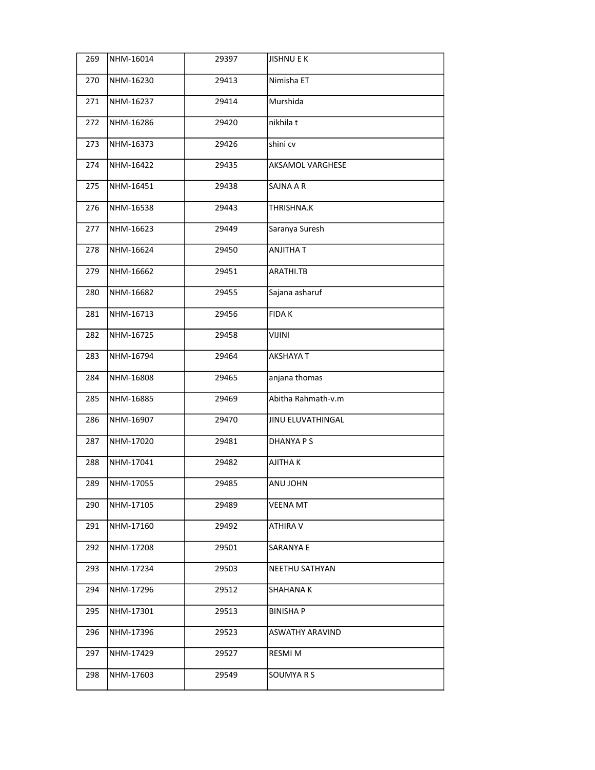| 269 | NHM-16014 | 29397 | JISHNU E K |
|---|---|---|---|
| 270 | NHM-16230 | 29413 | Nimisha ET |
| 271 | NHM-16237 | 29414 | Murshida |
| 272 | NHM-16286 | 29420 | nikhila t |
| 273 | NHM-16373 | 29426 | shini cv |
| 274 | NHM-16422 | 29435 | AKSAMOL VARGHESE |
| 275 | NHM-16451 | 29438 | SAJNA A R |
| 276 | NHM-16538 | 29443 | THRISHNA.K |
| 277 | NHM-16623 | 29449 | Saranya Suresh |
| 278 | NHM-16624 | 29450 | ANJITHA T |
| 279 | NHM-16662 | 29451 | ARATHI.TB |
| 280 | NHM-16682 | 29455 | Sajana asharuf |
| 281 | NHM-16713 | 29456 | FIDA K |
| 282 | NHM-16725 | 29458 | VIJINI |
| 283 | NHM-16794 | 29464 | AKSHAYA T |
| 284 | NHM-16808 | 29465 | anjana thomas |
| 285 | NHM-16885 | 29469 | Abitha Rahmath-v.m |
| 286 | NHM-16907 | 29470 | JINU ELUVATHINGAL |
| 287 | NHM-17020 | 29481 | DHANYA P S |
| 288 | NHM-17041 | 29482 | AJITHA K |
| 289 | NHM-17055 | 29485 | ANU JOHN |
| 290 | NHM-17105 | 29489 | VEENA MT |
| 291 | NHM-17160 | 29492 | ATHIRA V |
| 292 | NHM-17208 | 29501 | SARANYA E |
| 293 | NHM-17234 | 29503 | NEETHU SATHYAN |
| 294 | NHM-17296 | 29512 | SHAHANA K |
| 295 | NHM-17301 | 29513 | BINISHA P |
| 296 | NHM-17396 | 29523 | ASWATHY ARAVIND |
| 297 | NHM-17429 | 29527 | RESMI M |
| 298 | NHM-17603 | 29549 | SOUMYA R S |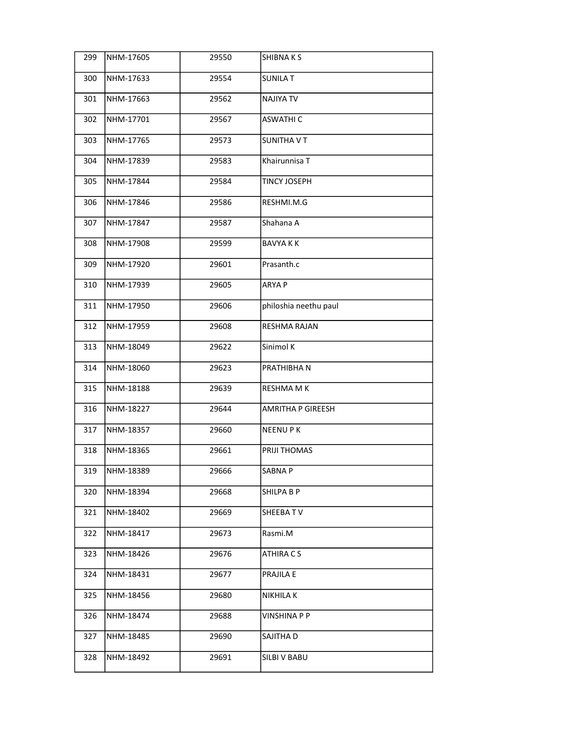| 299 | NHM-17605 | 29550 | SHIBNA K S |
|---|---|---|---|
| 300 | NHM-17633 | 29554 | SUNILA T |
| 301 | NHM-17663 | 29562 | NAJIYA TV |
| 302 | NHM-17701 | 29567 | ASWATHI C |
| 303 | NHM-17765 | 29573 | SUNITHA V T |
| 304 | NHM-17839 | 29583 | Khairunnisa T |
| 305 | NHM-17844 | 29584 | TINCY JOSEPH |
| 306 | NHM-17846 | 29586 | RESHMI.M.G |
| 307 | NHM-17847 | 29587 | Shahana A |
| 308 | NHM-17908 | 29599 | BAVYA K K |
| 309 | NHM-17920 | 29601 | Prasanth.c |
| 310 | NHM-17939 | 29605 | ARYA P |
| 311 | NHM-17950 | 29606 | philoshia neethu paul |
| 312 | NHM-17959 | 29608 | RESHMA RAJAN |
| 313 | NHM-18049 | 29622 | Sinimol K |
| 314 | NHM-18060 | 29623 | PRATHIBHA N |
| 315 | NHM-18188 | 29639 | RESHMA M K |
| 316 | NHM-18227 | 29644 | AMRITHA P GIREESH |
| 317 | NHM-18357 | 29660 | NEENU P K |
| 318 | NHM-18365 | 29661 | PRIJI THOMAS |
| 319 | NHM-18389 | 29666 | SABNA P |
| 320 | NHM-18394 | 29668 | SHILPA B P |
| 321 | NHM-18402 | 29669 | SHEEBA T V |
| 322 | NHM-18417 | 29673 | Rasmi.M |
| 323 | NHM-18426 | 29676 | ATHIRA C S |
| 324 | NHM-18431 | 29677 | PRAJILA E |
| 325 | NHM-18456 | 29680 | NIKHILA K |
| 326 | NHM-18474 | 29688 | VINSHINA P P |
| 327 | NHM-18485 | 29690 | SAJITHA D |
| 328 | NHM-18492 | 29691 | SILBI V BABU |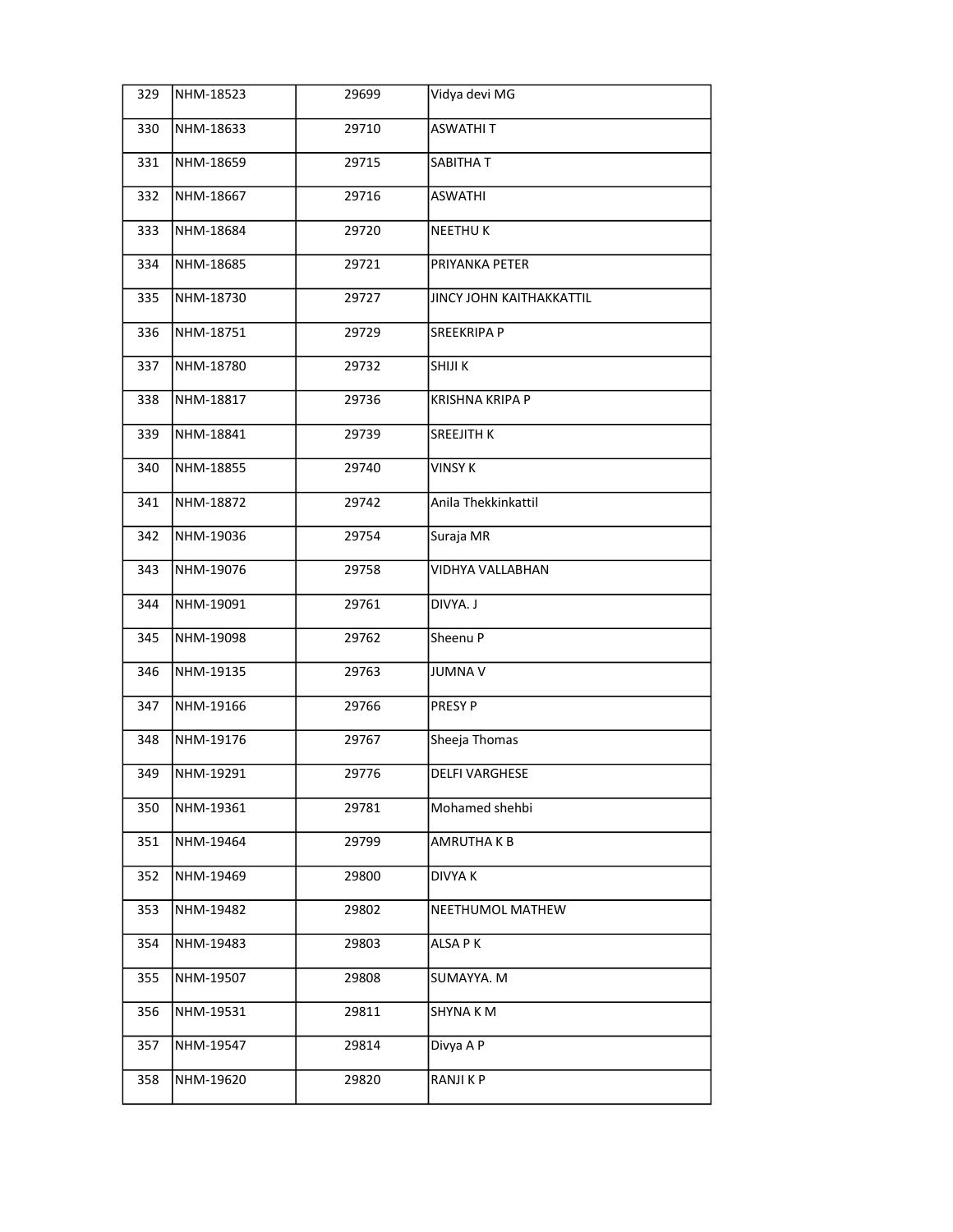| 329 | NHM-18523 | 29699 | Vidya devi MG |
|---|---|---|---|
| 330 | NHM-18633 | 29710 | ASWATHI T |
| 331 | NHM-18659 | 29715 | SABITHA T |
| 332 | NHM-18667 | 29716 | ASWATHI |
| 333 | NHM-18684 | 29720 | NEETHU K |
| 334 | NHM-18685 | 29721 | PRIYANKA PETER |
| 335 | NHM-18730 | 29727 | JINCY JOHN KAITHAKKATTIL |
| 336 | NHM-18751 | 29729 | SREEKRIPA P |
| 337 | NHM-18780 | 29732 | SHIJI K |
| 338 | NHM-18817 | 29736 | KRISHNA KRIPA P |
| 339 | NHM-18841 | 29739 | SREEJITH K |
| 340 | NHM-18855 | 29740 | VINSY K |
| 341 | NHM-18872 | 29742 | Anila Thekkinkattil |
| 342 | NHM-19036 | 29754 | Suraja MR |
| 343 | NHM-19076 | 29758 | VIDHYA VALLABHAN |
| 344 | NHM-19091 | 29761 | DIVYA. J |
| 345 | NHM-19098 | 29762 | Sheenu P |
| 346 | NHM-19135 | 29763 | JUMNA V |
| 347 | NHM-19166 | 29766 | PRESY P |
| 348 | NHM-19176 | 29767 | Sheeja Thomas |
| 349 | NHM-19291 | 29776 | DELFI VARGHESE |
| 350 | NHM-19361 | 29781 | Mohamed shehbi |
| 351 | NHM-19464 | 29799 | AMRUTHA K B |
| 352 | NHM-19469 | 29800 | DIVYA K |
| 353 | NHM-19482 | 29802 | NEETHUMOL MATHEW |
| 354 | NHM-19483 | 29803 | ALSA P K |
| 355 | NHM-19507 | 29808 | SUMAYYA. M |
| 356 | NHM-19531 | 29811 | SHYNA K M |
| 357 | NHM-19547 | 29814 | Divya A P |
| 358 | NHM-19620 | 29820 | RANJI K P |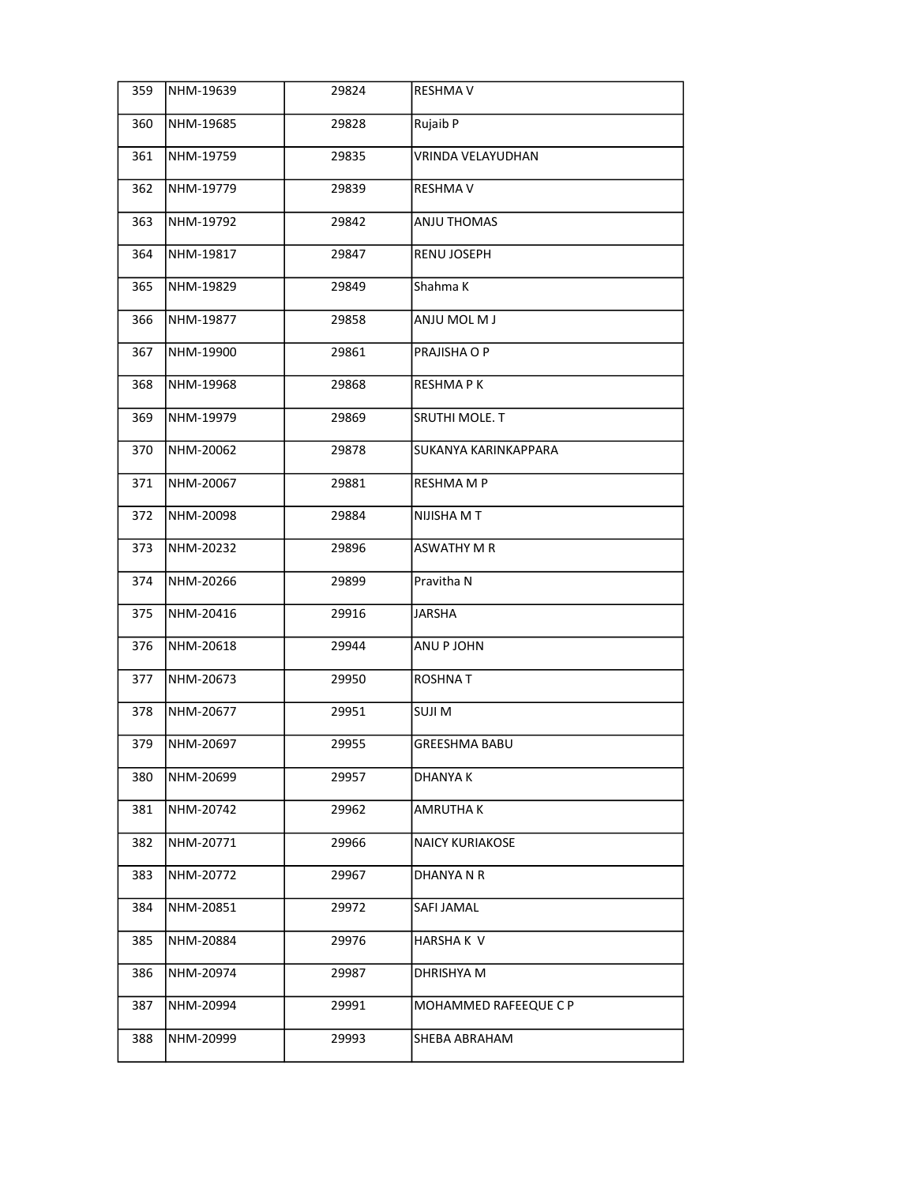| 359 | NHM-19639 | 29824 | RESHMA V |
|---|---|---|---|
| 360 | NHM-19685 | 29828 | Rujaib P |
| 361 | NHM-19759 | 29835 | VRINDA VELAYUDHAN |
| 362 | NHM-19779 | 29839 | RESHMA V |
| 363 | NHM-19792 | 29842 | ANJU THOMAS |
| 364 | NHM-19817 | 29847 | RENU JOSEPH |
| 365 | NHM-19829 | 29849 | Shahma K |
| 366 | NHM-19877 | 29858 | ANJU MOL M J |
| 367 | NHM-19900 | 29861 | PRAJISHA O P |
| 368 | NHM-19968 | 29868 | RESHMA P K |
| 369 | NHM-19979 | 29869 | SRUTHI MOLE. T |
| 370 | NHM-20062 | 29878 | SUKANYA KARINKAPPARA |
| 371 | NHM-20067 | 29881 | RESHMA M P |
| 372 | NHM-20098 | 29884 | NIJISHA M T |
| 373 | NHM-20232 | 29896 | ASWATHY M R |
| 374 | NHM-20266 | 29899 | Pravitha N |
| 375 | NHM-20416 | 29916 | JARSHA |
| 376 | NHM-20618 | 29944 | ANU P JOHN |
| 377 | NHM-20673 | 29950 | ROSHNA T |
| 378 | NHM-20677 | 29951 | SUJI M |
| 379 | NHM-20697 | 29955 | GREESHMA BABU |
| 380 | NHM-20699 | 29957 | DHANYA K |
| 381 | NHM-20742 | 29962 | AMRUTHA K |
| 382 | NHM-20771 | 29966 | NAICY KURIAKOSE |
| 383 | NHM-20772 | 29967 | DHANYA N R |
| 384 | NHM-20851 | 29972 | SAFI JAMAL |
| 385 | NHM-20884 | 29976 | HARSHA K V |
| 386 | NHM-20974 | 29987 | DHRISHYA M |
| 387 | NHM-20994 | 29991 | MOHAMMED RAFEEQUE C P |
| 388 | NHM-20999 | 29993 | SHEBA ABRAHAM |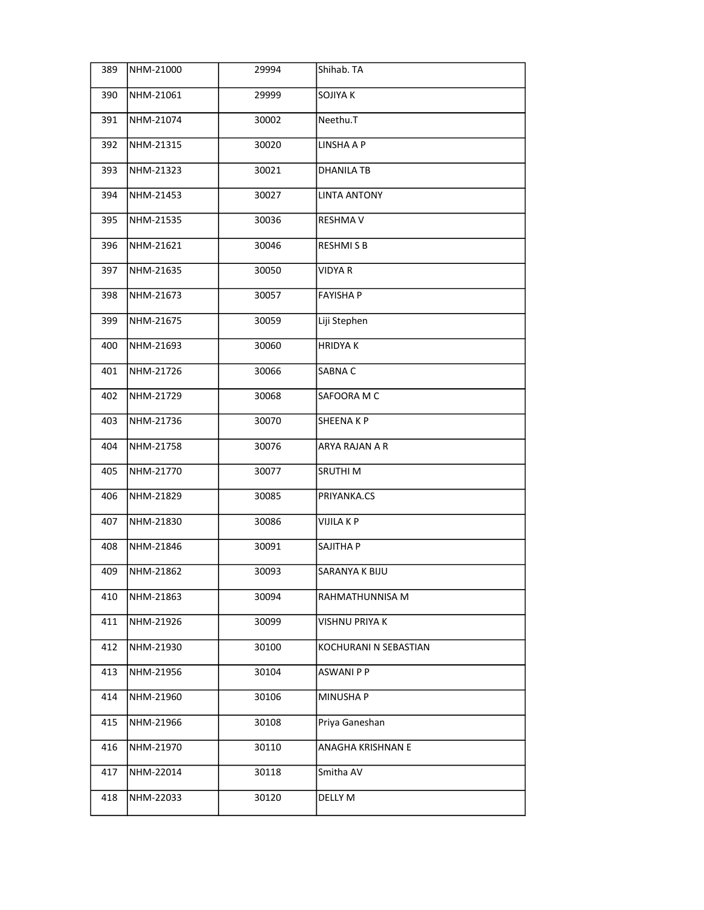| 389 | NHM-21000 | 29994 | Shihab. TA |
|---|---|---|---|
| 390 | NHM-21061 | 29999 | SOJIYA K |
| 391 | NHM-21074 | 30002 | Neethu.T |
| 392 | NHM-21315 | 30020 | LINSHA A P |
| 393 | NHM-21323 | 30021 | DHANILA TB |
| 394 | NHM-21453 | 30027 | LINTA ANTONY |
| 395 | NHM-21535 | 30036 | RESHMA V |
| 396 | NHM-21621 | 30046 | RESHMI S B |
| 397 | NHM-21635 | 30050 | VIDYA R |
| 398 | NHM-21673 | 30057 | FAYISHA P |
| 399 | NHM-21675 | 30059 | Liji Stephen |
| 400 | NHM-21693 | 30060 | HRIDYA K |
| 401 | NHM-21726 | 30066 | SABNA C |
| 402 | NHM-21729 | 30068 | SAFOORA M C |
| 403 | NHM-21736 | 30070 | SHEENA K P |
| 404 | NHM-21758 | 30076 | ARYA RAJAN A R |
| 405 | NHM-21770 | 30077 | SRUTHI M |
| 406 | NHM-21829 | 30085 | PRIYANKA.CS |
| 407 | NHM-21830 | 30086 | VIJILA K P |
| 408 | NHM-21846 | 30091 | SAJITHA P |
| 409 | NHM-21862 | 30093 | SARANYA K BIJU |
| 410 | NHM-21863 | 30094 | RAHMATHUNNISA M |
| 411 | NHM-21926 | 30099 | VISHNU PRIYA K |
| 412 | NHM-21930 | 30100 | KOCHURANI N SEBASTIAN |
| 413 | NHM-21956 | 30104 | ASWANI P P |
| 414 | NHM-21960 | 30106 | MINUSHA P |
| 415 | NHM-21966 | 30108 | Priya Ganeshan |
| 416 | NHM-21970 | 30110 | ANAGHA KRISHNAN E |
| 417 | NHM-22014 | 30118 | Smitha AV |
| 418 | NHM-22033 | 30120 | DELLY M |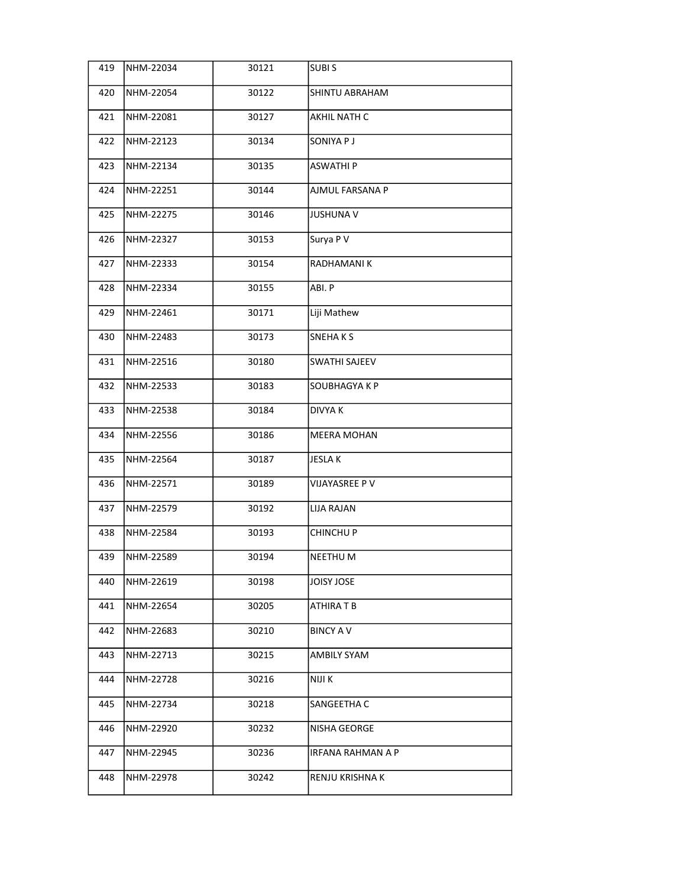| | | | |
|---|---|---|---|
| 419 | NHM-22034 | 30121 | SUBI S |
| 420 | NHM-22054 | 30122 | SHINTU ABRAHAM |
| 421 | NHM-22081 | 30127 | AKHIL NATH C |
| 422 | NHM-22123 | 30134 | SONIYA P J |
| 423 | NHM-22134 | 30135 | ASWATHI P |
| 424 | NHM-22251 | 30144 | AJMUL FARSANA P |
| 425 | NHM-22275 | 30146 | JUSHUNA V |
| 426 | NHM-22327 | 30153 | Surya P V |
| 427 | NHM-22333 | 30154 | RADHAMANI K |
| 428 | NHM-22334 | 30155 | ABI. P |
| 429 | NHM-22461 | 30171 | Liji Mathew |
| 430 | NHM-22483 | 30173 | SNEHA K S |
| 431 | NHM-22516 | 30180 | SWATHI SAJEEV |
| 432 | NHM-22533 | 30183 | SOUBHAGYA K P |
| 433 | NHM-22538 | 30184 | DIVYA K |
| 434 | NHM-22556 | 30186 | MEERA MOHAN |
| 435 | NHM-22564 | 30187 | JESLA K |
| 436 | NHM-22571 | 30189 | VIJAYASREE P V |
| 437 | NHM-22579 | 30192 | LIJA RAJAN |
| 438 | NHM-22584 | 30193 | CHINCHU P |
| 439 | NHM-22589 | 30194 | NEETHU M |
| 440 | NHM-22619 | 30198 | JOISY JOSE |
| 441 | NHM-22654 | 30205 | ATHIRA T B |
| 442 | NHM-22683 | 30210 | BINCY A V |
| 443 | NHM-22713 | 30215 | AMBILY SYAM |
| 444 | NHM-22728 | 30216 | NIJI K |
| 445 | NHM-22734 | 30218 | SANGEETHA C |
| 446 | NHM-22920 | 30232 | NISHA GEORGE |
| 447 | NHM-22945 | 30236 | IRFANA RAHMAN A P |
| 448 | NHM-22978 | 30242 | RENJU KRISHNA K |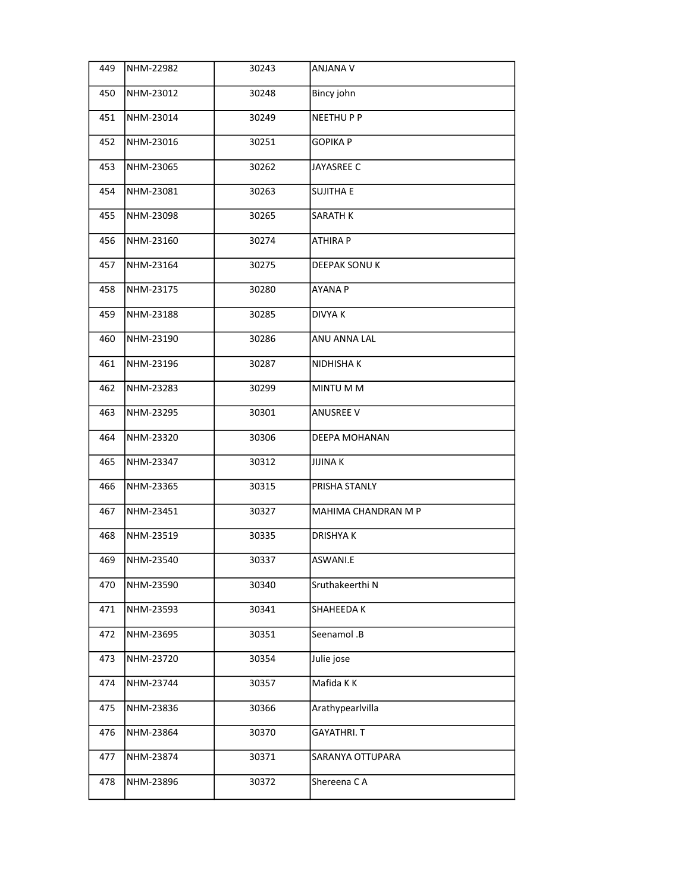| 449 | NHM-22982 | 30243 | ANJANA V |
|---|---|---|---|
| 450 | NHM-23012 | 30248 | Bincy john |
| 451 | NHM-23014 | 30249 | NEETHU P P |
| 452 | NHM-23016 | 30251 | GOPIKA P |
| 453 | NHM-23065 | 30262 | JAYASREE C |
| 454 | NHM-23081 | 30263 | SUJITHA E |
| 455 | NHM-23098 | 30265 | SARATH K |
| 456 | NHM-23160 | 30274 | ATHIRA P |
| 457 | NHM-23164 | 30275 | DEEPAK SONU K |
| 458 | NHM-23175 | 30280 | AYANA P |
| 459 | NHM-23188 | 30285 | DIVYA K |
| 460 | NHM-23190 | 30286 | ANU ANNA LAL |
| 461 | NHM-23196 | 30287 | NIDHISHA K |
| 462 | NHM-23283 | 30299 | MINTU M M |
| 463 | NHM-23295 | 30301 | ANUSREE V |
| 464 | NHM-23320 | 30306 | DEEPA MOHANAN |
| 465 | NHM-23347 | 30312 | JIJINA K |
| 466 | NHM-23365 | 30315 | PRISHA STANLY |
| 467 | NHM-23451 | 30327 | MAHIMA CHANDRAN M P |
| 468 | NHM-23519 | 30335 | DRISHYA K |
| 469 | NHM-23540 | 30337 | ASWANI.E |
| 470 | NHM-23590 | 30340 | Sruthakeerthi N |
| 471 | NHM-23593 | 30341 | SHAHEEDA K |
| 472 | NHM-23695 | 30351 | Seenamol .B |
| 473 | NHM-23720 | 30354 | Julie jose |
| 474 | NHM-23744 | 30357 | Mafida K K |
| 475 | NHM-23836 | 30366 | Arathypearlvilla |
| 476 | NHM-23864 | 30370 | GAYATHRI. T |
| 477 | NHM-23874 | 30371 | SARANYA OTTUPARA |
| 478 | NHM-23896 | 30372 | Shereena C A |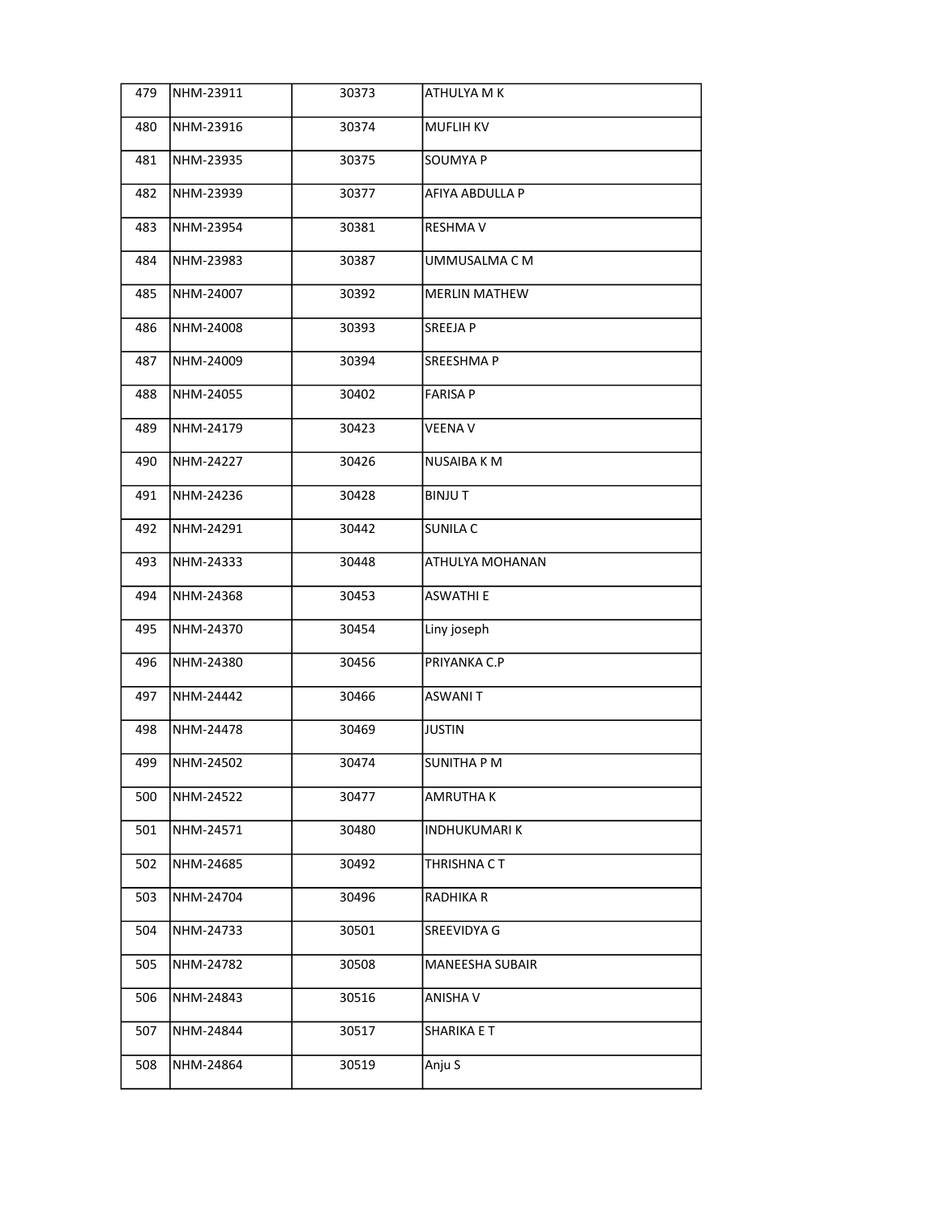| | | | |
|---|---|---|---|
| 479 | NHM-23911 | 30373 | ATHULYA M K |
| 480 | NHM-23916 | 30374 | MUFLIH KV |
| 481 | NHM-23935 | 30375 | SOUMYA P |
| 482 | NHM-23939 | 30377 | AFIYA ABDULLA P |
| 483 | NHM-23954 | 30381 | RESHMA V |
| 484 | NHM-23983 | 30387 | UMMUSALMA C M |
| 485 | NHM-24007 | 30392 | MERLIN MATHEW |
| 486 | NHM-24008 | 30393 | SREEJA P |
| 487 | NHM-24009 | 30394 | SREESHMA P |
| 488 | NHM-24055 | 30402 | FARISA P |
| 489 | NHM-24179 | 30423 | VEENA V |
| 490 | NHM-24227 | 30426 | NUSAIBA K M |
| 491 | NHM-24236 | 30428 | BINJU T |
| 492 | NHM-24291 | 30442 | SUNILA C |
| 493 | NHM-24333 | 30448 | ATHULYA MOHANAN |
| 494 | NHM-24368 | 30453 | ASWATHI E |
| 495 | NHM-24370 | 30454 | Liny joseph |
| 496 | NHM-24380 | 30456 | PRIYANKA C.P |
| 497 | NHM-24442 | 30466 | ASWANI T |
| 498 | NHM-24478 | 30469 | JUSTIN |
| 499 | NHM-24502 | 30474 | SUNITHA P M |
| 500 | NHM-24522 | 30477 | AMRUTHA K |
| 501 | NHM-24571 | 30480 | INDHUKUMARI K |
| 502 | NHM-24685 | 30492 | THRISHNA C T |
| 503 | NHM-24704 | 30496 | RADHIKA R |
| 504 | NHM-24733 | 30501 | SREEVIDYA G |
| 505 | NHM-24782 | 30508 | MANEESHA SUBAIR |
| 506 | NHM-24843 | 30516 | ANISHA V |
| 507 | NHM-24844 | 30517 | SHARIKA E T |
| 508 | NHM-24864 | 30519 | Anju S |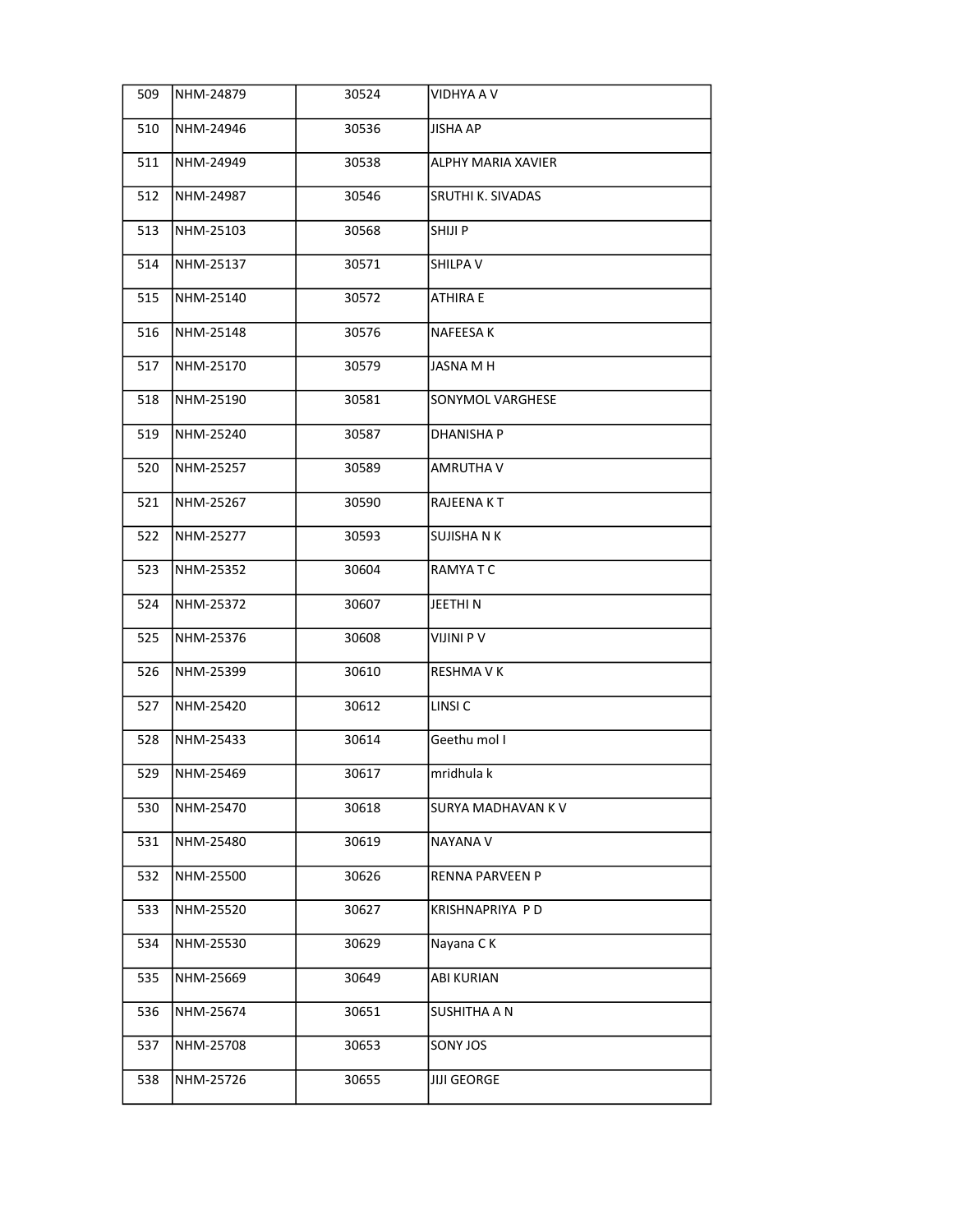| 509 | NHM-24879 | 30524 | VIDHYA A V |
|---|---|---|---|
| 510 | NHM-24946 | 30536 | JISHA AP |
| 511 | NHM-24949 | 30538 | ALPHY MARIA XAVIER |
| 512 | NHM-24987 | 30546 | SRUTHI K. SIVADAS |
| 513 | NHM-25103 | 30568 | SHIJI P |
| 514 | NHM-25137 | 30571 | SHILPA V |
| 515 | NHM-25140 | 30572 | ATHIRA E |
| 516 | NHM-25148 | 30576 | NAFEESA K |
| 517 | NHM-25170 | 30579 | JASNA M H |
| 518 | NHM-25190 | 30581 | SONYMOL VARGHESE |
| 519 | NHM-25240 | 30587 | DHANISHA P |
| 520 | NHM-25257 | 30589 | AMRUTHA V |
| 521 | NHM-25267 | 30590 | RAJEENA K T |
| 522 | NHM-25277 | 30593 | SUJISHA N K |
| 523 | NHM-25352 | 30604 | RAMYA T C |
| 524 | NHM-25372 | 30607 | JEETHI N |
| 525 | NHM-25376 | 30608 | VIJINI P V |
| 526 | NHM-25399 | 30610 | RESHMA V K |
| 527 | NHM-25420 | 30612 | LINSI C |
| 528 | NHM-25433 | 30614 | Geethu mol I |
| 529 | NHM-25469 | 30617 | mridhula k |
| 530 | NHM-25470 | 30618 | SURYA MADHAVAN K V |
| 531 | NHM-25480 | 30619 | NAYANA V |
| 532 | NHM-25500 | 30626 | RENNA PARVEEN P |
| 533 | NHM-25520 | 30627 | KRISHNAPRIYA P D |
| 534 | NHM-25530 | 30629 | Nayana C K |
| 535 | NHM-25669 | 30649 | ABI KURIAN |
| 536 | NHM-25674 | 30651 | SUSHITHA A N |
| 537 | NHM-25708 | 30653 | SONY JOS |
| 538 | NHM-25726 | 30655 | JIJI GEORGE |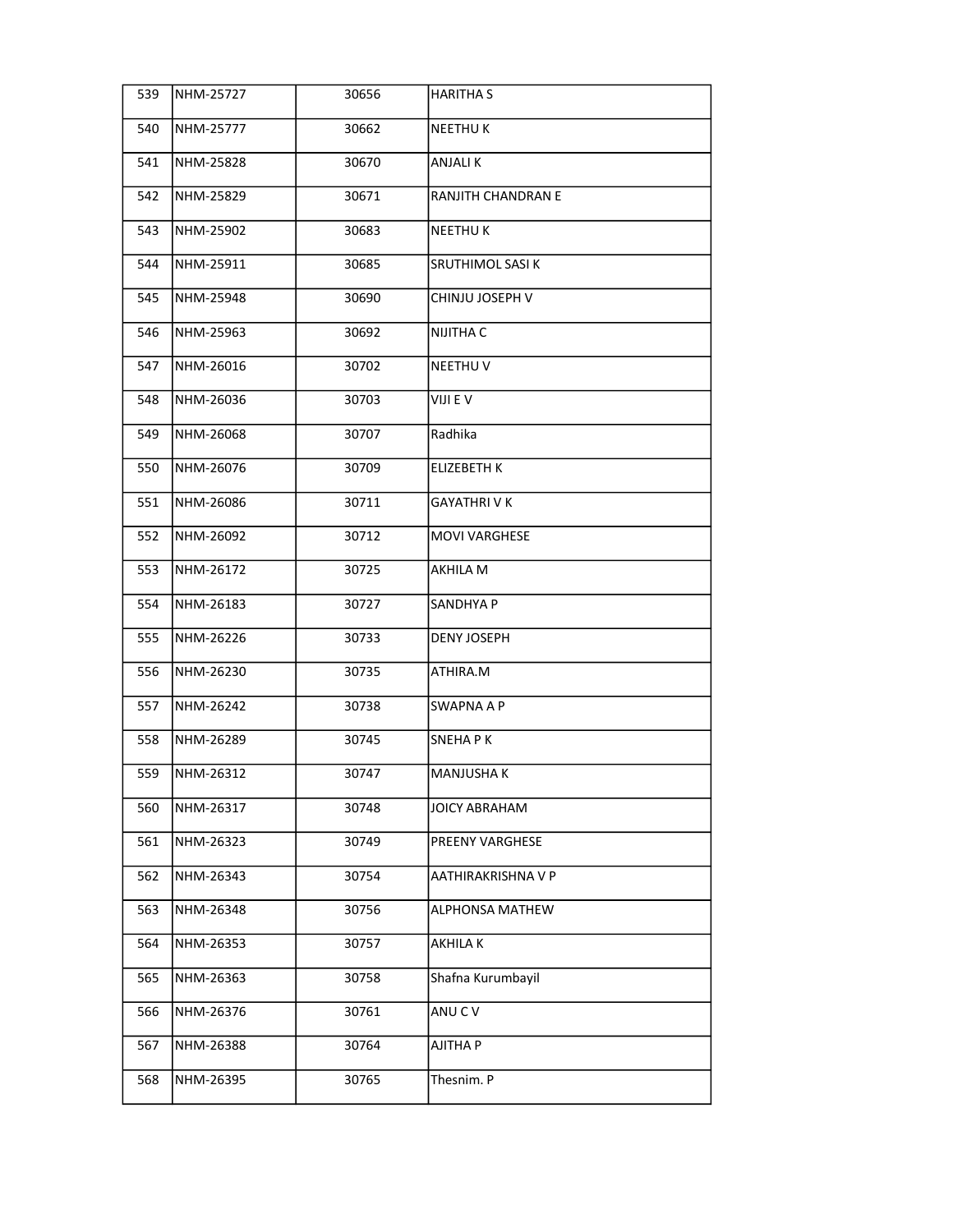| | | | |
|---|---|---|---|
| 539 | NHM-25727 | 30656 | HARITHA S |
| 540 | NHM-25777 | 30662 | NEETHU K |
| 541 | NHM-25828 | 30670 | ANJALI K |
| 542 | NHM-25829 | 30671 | RANJITH CHANDRAN E |
| 543 | NHM-25902 | 30683 | NEETHU K |
| 544 | NHM-25911 | 30685 | SRUTHIMOL SASI K |
| 545 | NHM-25948 | 30690 | CHINJU JOSEPH V |
| 546 | NHM-25963 | 30692 | NIJITHA C |
| 547 | NHM-26016 | 30702 | NEETHU V |
| 548 | NHM-26036 | 30703 | VIJI E V |
| 549 | NHM-26068 | 30707 | Radhika |
| 550 | NHM-26076 | 30709 | ELIZEBETH K |
| 551 | NHM-26086 | 30711 | GAYATHRI V K |
| 552 | NHM-26092 | 30712 | MOVI VARGHESE |
| 553 | NHM-26172 | 30725 | AKHILA M |
| 554 | NHM-26183 | 30727 | SANDHYA P |
| 555 | NHM-26226 | 30733 | DENY JOSEPH |
| 556 | NHM-26230 | 30735 | ATHIRA.M |
| 557 | NHM-26242 | 30738 | SWAPNA A P |
| 558 | NHM-26289 | 30745 | SNEHA P K |
| 559 | NHM-26312 | 30747 | MANJUSHA K |
| 560 | NHM-26317 | 30748 | JOICY ABRAHAM |
| 561 | NHM-26323 | 30749 | PREENY VARGHESE |
| 562 | NHM-26343 | 30754 | AATHIRAKRISHNA V P |
| 563 | NHM-26348 | 30756 | ALPHONSA MATHEW |
| 564 | NHM-26353 | 30757 | AKHILA K |
| 565 | NHM-26363 | 30758 | Shafna Kurumbayil |
| 566 | NHM-26376 | 30761 | ANU C V |
| 567 | NHM-26388 | 30764 | AJITHA P |
| 568 | NHM-26395 | 30765 | Thesnim. P |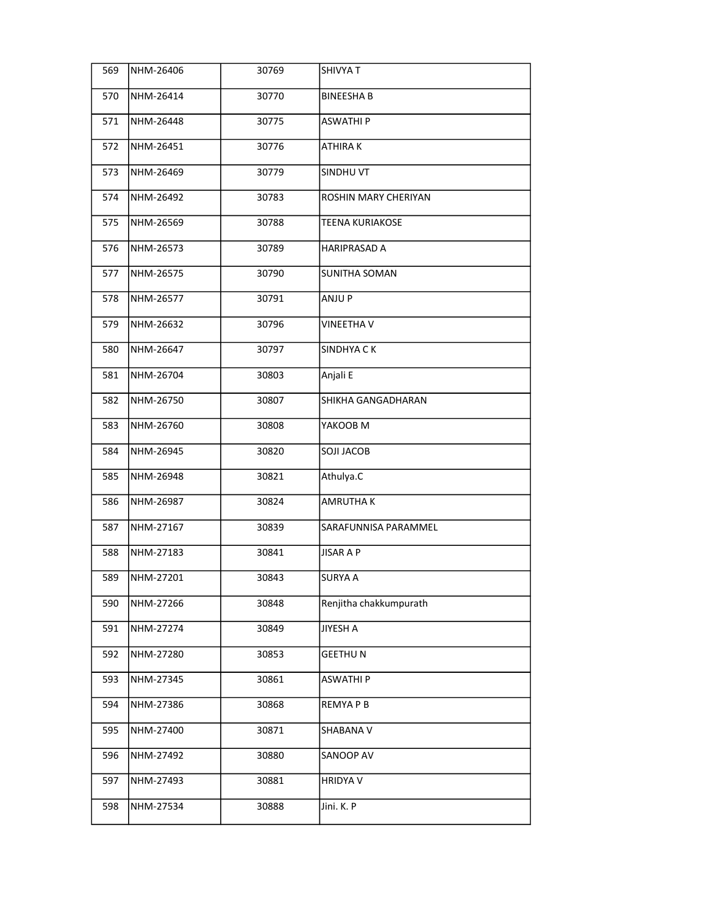| 569 | NHM-26406 | 30769 | SHIVYA T |
|---|---|---|---|
| 570 | NHM-26414 | 30770 | BINEESHA B |
| 571 | NHM-26448 | 30775 | ASWATHI P |
| 572 | NHM-26451 | 30776 | ATHIRA K |
| 573 | NHM-26469 | 30779 | SINDHU VT |
| 574 | NHM-26492 | 30783 | ROSHIN MARY CHERIYAN |
| 575 | NHM-26569 | 30788 | TEENA KURIAKOSE |
| 576 | NHM-26573 | 30789 | HARIPRASAD A |
| 577 | NHM-26575 | 30790 | SUNITHA SOMAN |
| 578 | NHM-26577 | 30791 | ANJU P |
| 579 | NHM-26632 | 30796 | VINEETHA V |
| 580 | NHM-26647 | 30797 | SINDHYA C K |
| 581 | NHM-26704 | 30803 | Anjali E |
| 582 | NHM-26750 | 30807 | SHIKHA GANGADHARAN |
| 583 | NHM-26760 | 30808 | YAKOOB M |
| 584 | NHM-26945 | 30820 | SOJI JACOB |
| 585 | NHM-26948 | 30821 | Athulya.C |
| 586 | NHM-26987 | 30824 | AMRUTHA K |
| 587 | NHM-27167 | 30839 | SARAFUNNISA PARAMMEL |
| 588 | NHM-27183 | 30841 | JISAR A P |
| 589 | NHM-27201 | 30843 | SURYA A |
| 590 | NHM-27266 | 30848 | Renjitha chakkumpurath |
| 591 | NHM-27274 | 30849 | JIYESH A |
| 592 | NHM-27280 | 30853 | GEETHU N |
| 593 | NHM-27345 | 30861 | ASWATHI P |
| 594 | NHM-27386 | 30868 | REMYA P B |
| 595 | NHM-27400 | 30871 | SHABANA V |
| 596 | NHM-27492 | 30880 | SANOOP AV |
| 597 | NHM-27493 | 30881 | HRIDYA V |
| 598 | NHM-27534 | 30888 | Jini. K. P |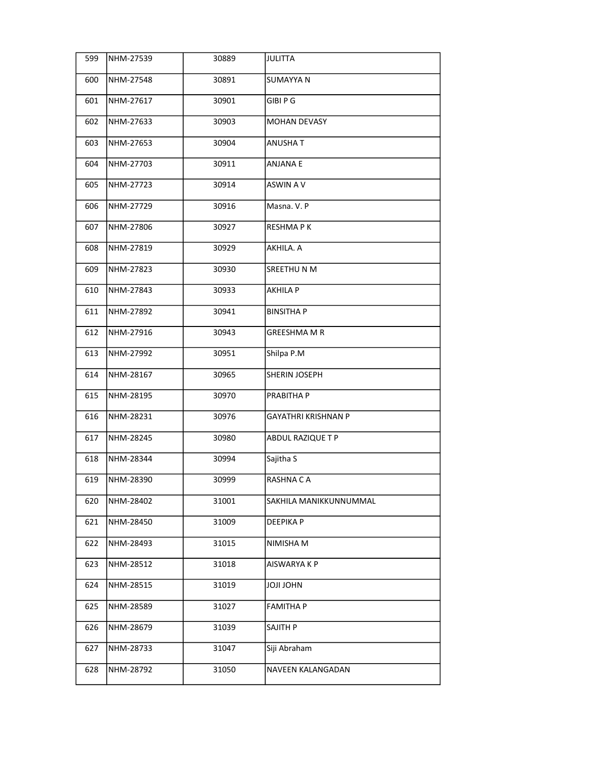| 599 | NHM-27539 | 30889 | JULITTA |
|---|---|---|---|
| 600 | NHM-27548 | 30891 | SUMAYYA N |
| 601 | NHM-27617 | 30901 | GIBI P G |
| 602 | NHM-27633 | 30903 | MOHAN DEVASY |
| 603 | NHM-27653 | 30904 | ANUSHA T |
| 604 | NHM-27703 | 30911 | ANJANA E |
| 605 | NHM-27723 | 30914 | ASWIN A V |
| 606 | NHM-27729 | 30916 | Masna. V. P |
| 607 | NHM-27806 | 30927 | RESHMA P K |
| 608 | NHM-27819 | 30929 | AKHILA. A |
| 609 | NHM-27823 | 30930 | SREETHU N M |
| 610 | NHM-27843 | 30933 | AKHILA P |
| 611 | NHM-27892 | 30941 | BINSITHA P |
| 612 | NHM-27916 | 30943 | GREESHMA M R |
| 613 | NHM-27992 | 30951 | Shilpa P.M |
| 614 | NHM-28167 | 30965 | SHERIN JOSEPH |
| 615 | NHM-28195 | 30970 | PRABITHA P |
| 616 | NHM-28231 | 30976 | GAYATHRI KRISHNAN P |
| 617 | NHM-28245 | 30980 | ABDUL RAZIQUE T P |
| 618 | NHM-28344 | 30994 | Sajitha S |
| 619 | NHM-28390 | 30999 | RASHNA C A |
| 620 | NHM-28402 | 31001 | SAKHILA MANIKKUNNUMMAL |
| 621 | NHM-28450 | 31009 | DEEPIKA P |
| 622 | NHM-28493 | 31015 | NIMISHA M |
| 623 | NHM-28512 | 31018 | AISWARYA K P |
| 624 | NHM-28515 | 31019 | JOJI JOHN |
| 625 | NHM-28589 | 31027 | FAMITHA P |
| 626 | NHM-28679 | 31039 | SAJITH P |
| 627 | NHM-28733 | 31047 | Siji Abraham |
| 628 | NHM-28792 | 31050 | NAVEEN KALANGADAN |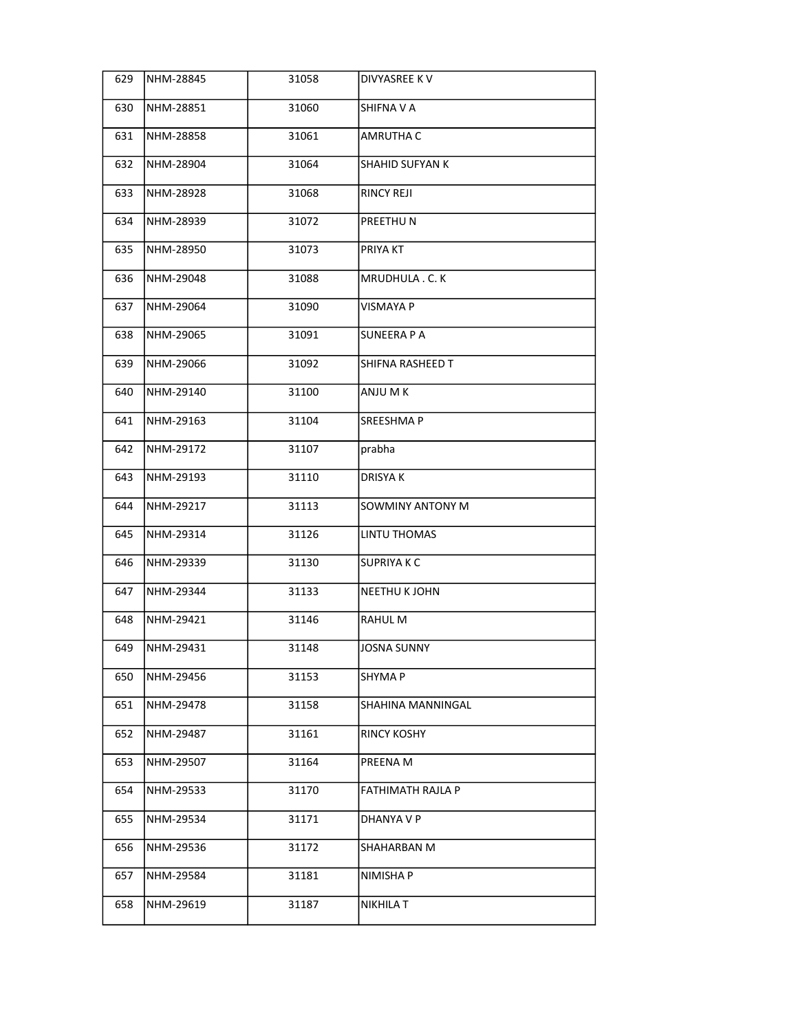| | | | |
|---|---|---|---|
| 629 | NHM-28845 | 31058 | DIVYASREE K V |
| 630 | NHM-28851 | 31060 | SHIFNA V A |
| 631 | NHM-28858 | 31061 | AMRUTHA C |
| 632 | NHM-28904 | 31064 | SHAHID SUFYAN K |
| 633 | NHM-28928 | 31068 | RINCY REJI |
| 634 | NHM-28939 | 31072 | PREETHU N |
| 635 | NHM-28950 | 31073 | PRIYA KT |
| 636 | NHM-29048 | 31088 | MRUDHULA . C. K |
| 637 | NHM-29064 | 31090 | VISMAYA P |
| 638 | NHM-29065 | 31091 | SUNEERA P A |
| 639 | NHM-29066 | 31092 | SHIFNA RASHEED T |
| 640 | NHM-29140 | 31100 | ANJU M K |
| 641 | NHM-29163 | 31104 | SREESHMA P |
| 642 | NHM-29172 | 31107 | prabha |
| 643 | NHM-29193 | 31110 | DRISYA K |
| 644 | NHM-29217 | 31113 | SOWMINY ANTONY M |
| 645 | NHM-29314 | 31126 | LINTU THOMAS |
| 646 | NHM-29339 | 31130 | SUPRIYA K C |
| 647 | NHM-29344 | 31133 | NEETHU K JOHN |
| 648 | NHM-29421 | 31146 | RAHUL M |
| 649 | NHM-29431 | 31148 | JOSNA SUNNY |
| 650 | NHM-29456 | 31153 | SHYMA P |
| 651 | NHM-29478 | 31158 | SHAHINA MANNINGAL |
| 652 | NHM-29487 | 31161 | RINCY KOSHY |
| 653 | NHM-29507 | 31164 | PREENA M |
| 654 | NHM-29533 | 31170 | FATHIMATH RAJLA P |
| 655 | NHM-29534 | 31171 | DHANYA V P |
| 656 | NHM-29536 | 31172 | SHAHARBAN M |
| 657 | NHM-29584 | 31181 | NIMISHA P |
| 658 | NHM-29619 | 31187 | NIKHILA T |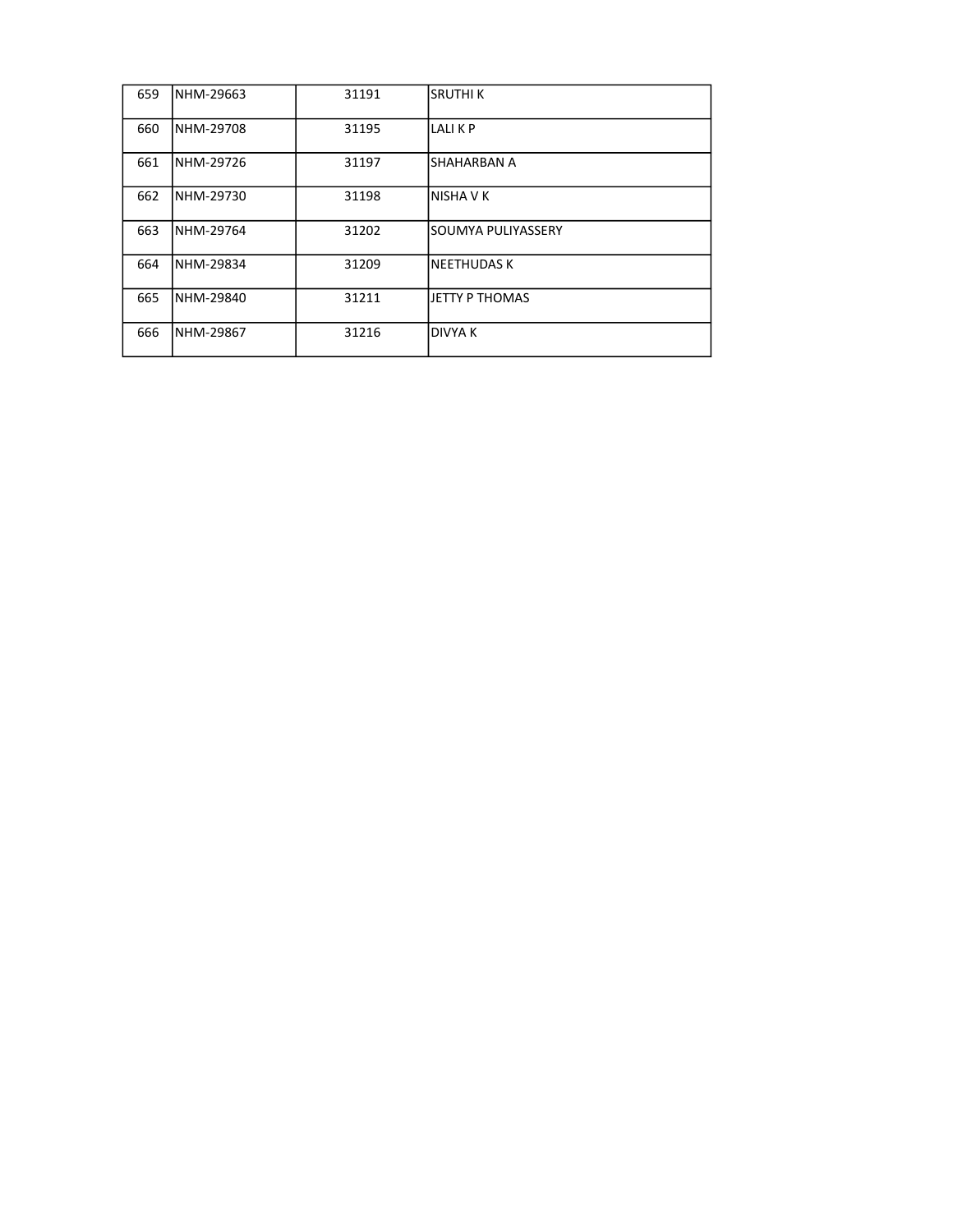| | | | |
|---|---|---|---|
| 659 | NHM-29663 | 31191 | SRUTHI K |
| 660 | NHM-29708 | 31195 | LALI K P |
| 661 | NHM-29726 | 31197 | SHAHARBAN A |
| 662 | NHM-29730 | 31198 | NISHA V K |
| 663 | NHM-29764 | 31202 | SOUMYA PULIYASSERY |
| 664 | NHM-29834 | 31209 | NEETHUDAS K |
| 665 | NHM-29840 | 31211 | JETTY P THOMAS |
| 666 | NHM-29867 | 31216 | DIVYA K |